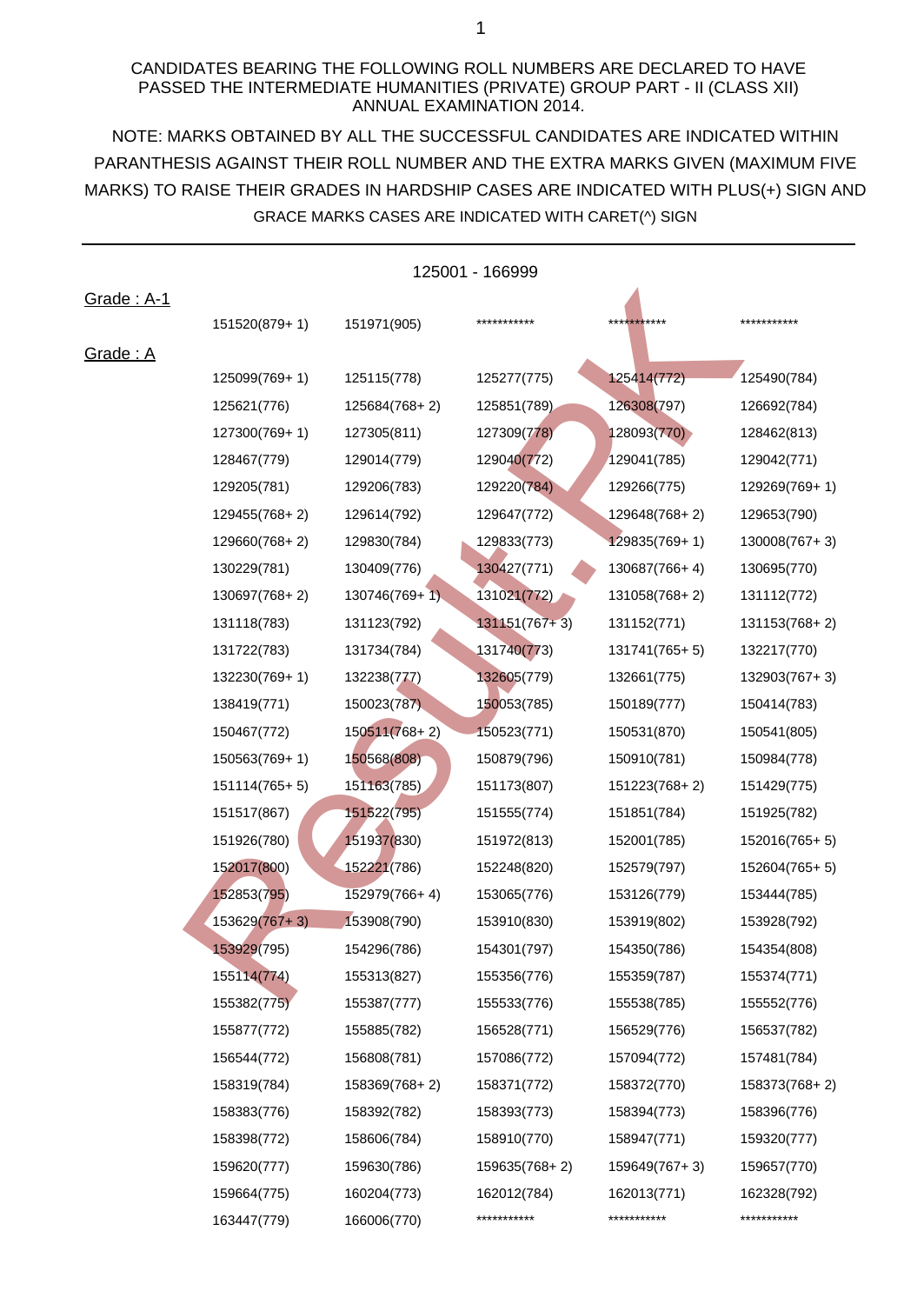CANDIDATES BEARING THE FOLLOWING ROLL NUMBERS ARE DECLARED TO HAVE PASSED THE INTERMEDIATE HUMANITIES (PRIVATE) GROUP PART - II (CLASS XII) ANNUAL EXAMINATION 2014.

NOTE: MARKS OBTAINED BY ALL THE SUCCESSFUL CANDIDATES ARE INDICATED WITHIN PARANTHESIS AGAINST THEIR ROLL NUMBER AND THE EXTRA MARKS GIVEN (MAXIMUM FIVE MARKS) TO RAISE THEIR GRADES IN HARDSHIP CASES ARE INDICATED WITH PLUS(+) SIGN AND GRACE MARKS CASES ARE INDICATED WITH CARET(^) SIGN

125001 - 166999

Grade : A-1

| | | | | |
|---|---|---|---|---|
| 151520(879+ 1) | 151971(905) | *********** | *********** | *********** |

Grade : A

| | | | | |
|---|---|---|---|---|
| 125099(769+ 1) | 125115(778) | 125277(775) | 125414(772) | 125490(784) |
| 125621(776) | 125684(768+ 2) | 125851(789) | 126308(797) | 126692(784) |
| 127300(769+ 1) | 127305(811) | 127309(778) | 128093(770) | 128462(813) |
| 128467(779) | 129014(779) | 129040(772) | 129041(785) | 129042(771) |
| 129205(781) | 129206(783) | 129220(784) | 129266(775) | 129269(769+ 1) |
| 129455(768+ 2) | 129614(792) | 129647(772) | 129648(768+ 2) | 129653(790) |
| 129660(768+ 2) | 129830(784) | 129833(773) | 129835(769+ 1) | 130008(767+ 3) |
| 130229(781) | 130409(776) | 130427(771) | 130687(766+ 4) | 130695(770) |
| 130697(768+ 2) | 130746(769+ 1) | 131021(772) | 131058(768+ 2) | 131112(772) |
| 131118(783) | 131123(792) | 131151(767+ 3) | 131152(771) | 131153(768+ 2) |
| 131722(783) | 131734(784) | 131740(773) | 131741(765+ 5) | 132217(770) |
| 132230(769+ 1) | 132238(777) | 132605(779) | 132661(775) | 132903(767+ 3) |
| 138419(771) | 150023(787) | 150053(785) | 150189(777) | 150414(783) |
| 150467(772) | 150511(768+ 2) | 150523(771) | 150531(870) | 150541(805) |
| 150563(769+ 1) | 150568(808) | 150879(796) | 150910(781) | 150984(778) |
| 151114(765+ 5) | 151163(785) | 151173(807) | 151223(768+ 2) | 151429(775) |
| 151517(867) | 151522(795) | 151555(774) | 151851(784) | 151925(782) |
| 151926(780) | 151937(830) | 151972(813) | 152001(785) | 152016(765+ 5) |
| 152017(800) | 152221(786) | 152248(820) | 152579(797) | 152604(765+ 5) |
| 152853(795) | 152979(766+ 4) | 153065(776) | 153126(779) | 153444(785) |
| 153629(767+ 3) | 153908(790) | 153910(830) | 153919(802) | 153928(792) |
| 153929(795) | 154296(786) | 154301(797) | 154350(786) | 154354(808) |
| 155114(774) | 155313(827) | 155356(776) | 155359(787) | 155374(771) |
| 155382(775) | 155387(777) | 155533(776) | 155538(785) | 155552(776) |
| 155877(772) | 155885(782) | 156528(771) | 156529(776) | 156537(782) |
| 156544(772) | 156808(781) | 157086(772) | 157094(772) | 157481(784) |
| 158319(784) | 158369(768+ 2) | 158371(772) | 158372(770) | 158373(768+ 2) |
| 158383(776) | 158392(782) | 158393(773) | 158394(773) | 158396(776) |
| 158398(772) | 158606(784) | 158910(770) | 158947(771) | 159320(777) |
| 159620(777) | 159630(786) | 159635(768+ 2) | 159649(767+ 3) | 159657(770) |
| 159664(775) | 160204(773) | 162012(784) | 162013(771) | 162328(792) |
| 163447(779) | 166006(770) | *********** | *********** | *********** |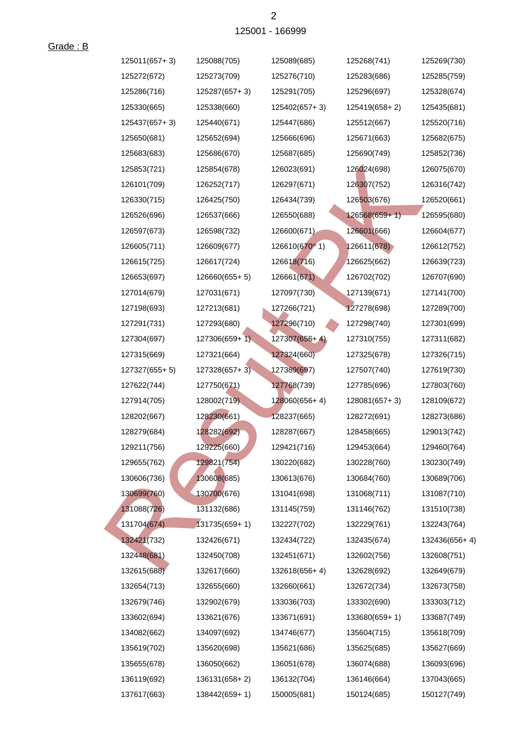125001 - 166999

Grade : B

| | | | | |
|---|---|---|---|---|
| 125011(657+ 3) | 125088(705) | 125089(685) | 125268(741) | 125269(730) |
| 125272(672) | 125273(709) | 125276(710) | 125283(686) | 125285(759) |
| 125286(716) | 125287(657+ 3) | 125291(705) | 125296(697) | 125328(674) |
| 125330(665) | 125338(660) | 125402(657+ 3) | 125419(658+ 2) | 125435(681) |
| 125437(657+ 3) | 125440(671) | 125447(686) | 125512(667) | 125520(716) |
| 125650(681) | 125652(694) | 125666(696) | 125671(663) | 125682(675) |
| 125683(683) | 125686(670) | 125687(685) | 125690(749) | 125852(736) |
| 125853(721) | 125854(678) | 126023(691) | 126024(698) | 126075(670) |
| 126101(709) | 126252(717) | 126297(671) | 126307(752) | 126316(742) |
| 126330(715) | 126425(750) | 126434(739) | 126503(676) | 126520(661) |
| 126526(696) | 126537(666) | 126550(688) | 126568(659+ 1) | 126595(680) |
| 126597(673) | 126598(732) | 126600(671) | 126601(666) | 126604(677) |
| 126605(711) | 126609(677) | 126610(670^ 1) | 126611(678) | 126612(752) |
| 126615(725) | 126617(724) | 126618(716) | 126625(662) | 126639(723) |
| 126653(697) | 126660(655+ 5) | 126661(671) | 126702(702) | 126707(690) |
| 127014(679) | 127031(671) | 127097(730) | 127139(671) | 127141(700) |
| 127198(693) | 127213(681) | 127266(721) | 127278(698) | 127289(700) |
| 127291(731) | 127293(680) | 127296(710) | 127298(740) | 127301(699) |
| 127304(697) | 127306(659+ 1) | 127307(656+ 4) | 127310(755) | 127311(682) |
| 127315(669) | 127321(664) | 127324(660) | 127325(678) | 127326(715) |
| 127327(655+ 5) | 127328(657+ 3) | 127389(697) | 127507(740) | 127619(730) |
| 127622(744) | 127750(671) | 127768(739) | 127785(696) | 127803(760) |
| 127914(705) | 128002(719) | 128060(656+ 4) | 128081(657+ 3) | 128109(672) |
| 128202(667) | 128230(661) | 128237(665) | 128272(691) | 128273(686) |
| 128279(684) | 128282(692) | 128287(667) | 128458(665) | 129013(742) |
| 129211(756) | 129225(660) | 129421(716) | 129453(664) | 129460(764) |
| 129655(762) | 129821(754) | 130220(682) | 130228(760) | 130230(749) |
| 130606(736) | 130608(685) | 130613(676) | 130684(760) | 130689(706) |
| 130699(760) | 130700(676) | 131041(698) | 131068(711) | 131087(710) |
| 131088(726) | 131132(686) | 131145(759) | 131146(762) | 131510(738) |
| 131704(674) | 131735(659+ 1) | 132227(702) | 132229(761) | 132243(764) |
| 132421(732) | 132426(671) | 132434(722) | 132435(674) | 132436(656+ 4) |
| 132448(681) | 132450(708) | 132451(671) | 132602(756) | 132608(751) |
| 132615(688) | 132617(660) | 132618(656+ 4) | 132628(692) | 132649(679) |
| 132654(713) | 132655(660) | 132660(661) | 132672(734) | 132673(758) |
| 132679(746) | 132902(679) | 133036(703) | 133302(690) | 133303(712) |
| 133602(694) | 133621(676) | 133671(691) | 133680(659+ 1) | 133687(749) |
| 134082(662) | 134097(692) | 134746(677) | 135604(715) | 135618(709) |
| 135619(702) | 135620(698) | 135621(686) | 135625(685) | 135627(669) |
| 135655(678) | 136050(662) | 136051(678) | 136074(688) | 136093(696) |
| 136119(692) | 136131(658+ 2) | 136132(704) | 136146(664) | 137043(665) |
| 137617(663) | 138442(659+ 1) | 150005(681) | 150124(685) | 150127(749) |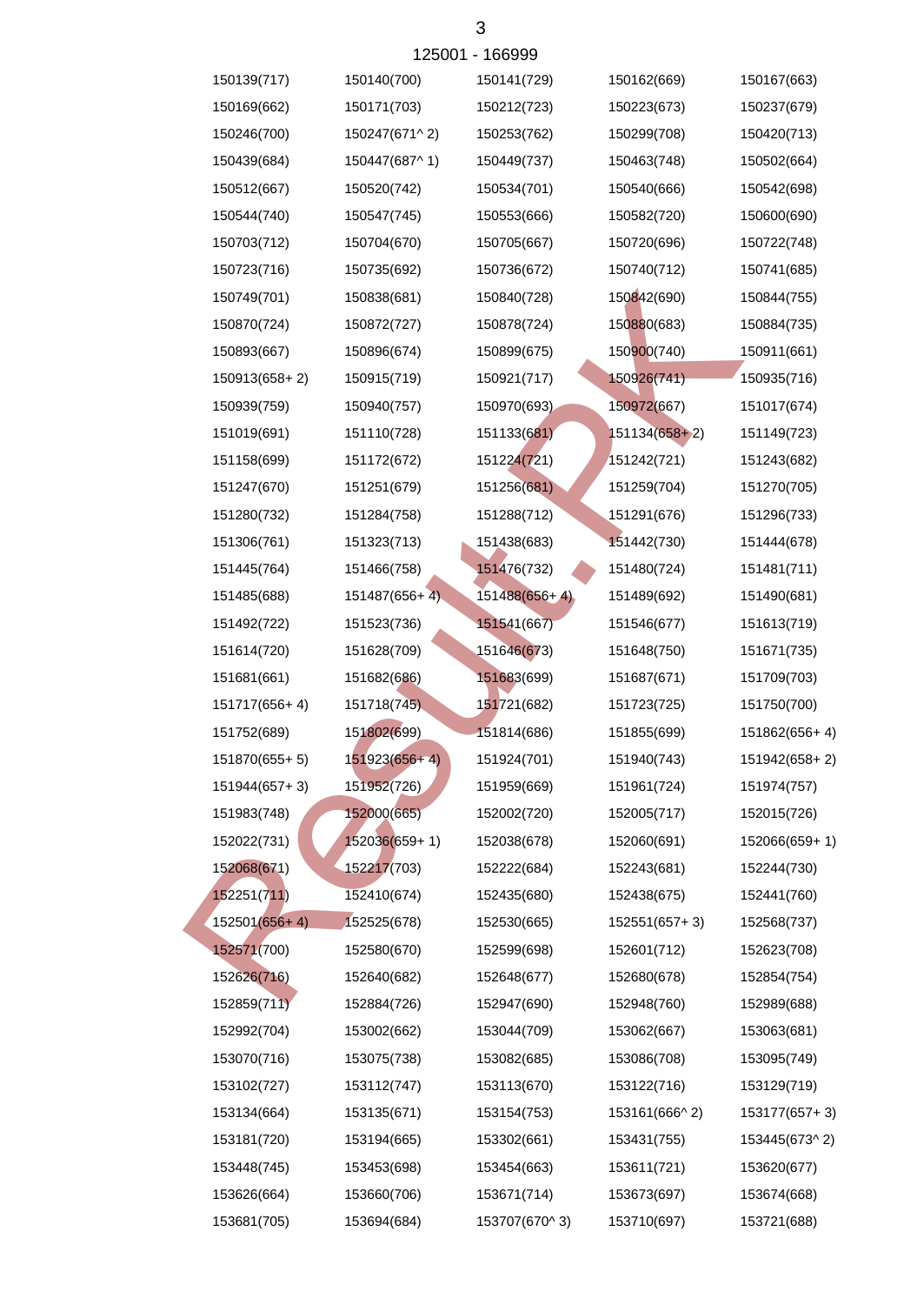125001 - 166999

| | | | | |
|---|---|---|---|---|
| 150139(717) | 150140(700) | 150141(729) | 150162(669) | 150167(663) |
| 150169(662) | 150171(703) | 150212(723) | 150223(673) | 150237(679) |
| 150246(700) | 150247(671^ 2) | 150253(762) | 150299(708) | 150420(713) |
| 150439(684) | 150447(687^ 1) | 150449(737) | 150463(748) | 150502(664) |
| 150512(667) | 150520(742) | 150534(701) | 150540(666) | 150542(698) |
| 150544(740) | 150547(745) | 150553(666) | 150582(720) | 150600(690) |
| 150703(712) | 150704(670) | 150705(667) | 150720(696) | 150722(748) |
| 150723(716) | 150735(692) | 150736(672) | 150740(712) | 150741(685) |
| 150749(701) | 150838(681) | 150840(728) | 150842(690) | 150844(755) |
| 150870(724) | 150872(727) | 150878(724) | 150880(683) | 150884(735) |
| 150893(667) | 150896(674) | 150899(675) | 150900(740) | 150911(661) |
| 150913(658+ 2) | 150915(719) | 150921(717) | 150926(741) | 150935(716) |
| 150939(759) | 150940(757) | 150970(693) | 150972(667) | 151017(674) |
| 151019(691) | 151110(728) | 151133(681) | 151134(658+ 2) | 151149(723) |
| 151158(699) | 151172(672) | 151224(721) | 151242(721) | 151243(682) |
| 151247(670) | 151251(679) | 151256(681) | 151259(704) | 151270(705) |
| 151280(732) | 151284(758) | 151288(712) | 151291(676) | 151296(733) |
| 151306(761) | 151323(713) | 151438(683) | 151442(730) | 151444(678) |
| 151445(764) | 151466(758) | 151476(732) | 151480(724) | 151481(711) |
| 151485(688) | 151487(656+ 4) | 151488(656+ 4) | 151489(692) | 151490(681) |
| 151492(722) | 151523(736) | 151541(667) | 151546(677) | 151613(719) |
| 151614(720) | 151628(709) | 151646(673) | 151648(750) | 151671(735) |
| 151681(661) | 151682(686) | 151683(699) | 151687(671) | 151709(703) |
| 151717(656+ 4) | 151718(745) | 151721(682) | 151723(725) | 151750(700) |
| 151752(689) | 151802(699) | 151814(686) | 151855(699) | 151862(656+ 4) |
| 151870(655+ 5) | 151923(656+ 4) | 151924(701) | 151940(743) | 151942(658+ 2) |
| 151944(657+ 3) | 151952(726) | 151959(669) | 151961(724) | 151974(757) |
| 151983(748) | 152000(665) | 152002(720) | 152005(717) | 152015(726) |
| 152022(731) | 152036(659+ 1) | 152038(678) | 152060(691) | 152066(659+ 1) |
| 152068(671) | 152217(703) | 152222(684) | 152243(681) | 152244(730) |
| 152251(711) | 152410(674) | 152435(680) | 152438(675) | 152441(760) |
| 152501(656+ 4) | 152525(678) | 152530(665) | 152551(657+ 3) | 152568(737) |
| 152571(700) | 152580(670) | 152599(698) | 152601(712) | 152623(708) |
| 152626(716) | 152640(682) | 152648(677) | 152680(678) | 152854(754) |
| 152859(711) | 152884(726) | 152947(690) | 152948(760) | 152989(688) |
| 152992(704) | 153002(662) | 153044(709) | 153062(667) | 153063(681) |
| 153070(716) | 153075(738) | 153082(685) | 153086(708) | 153095(749) |
| 153102(727) | 153112(747) | 153113(670) | 153122(716) | 153129(719) |
| 153134(664) | 153135(671) | 153154(753) | 153161(666^ 2) | 153177(657+ 3) |
| 153181(720) | 153194(665) | 153302(661) | 153431(755) | 153445(673^ 2) |
| 153448(745) | 153453(698) | 153454(663) | 153611(721) | 153620(677) |
| 153626(664) | 153660(706) | 153671(714) | 153673(697) | 153674(668) |
| 153681(705) | 153694(684) | 153707(670^ 3) | 153710(697) | 153721(688) |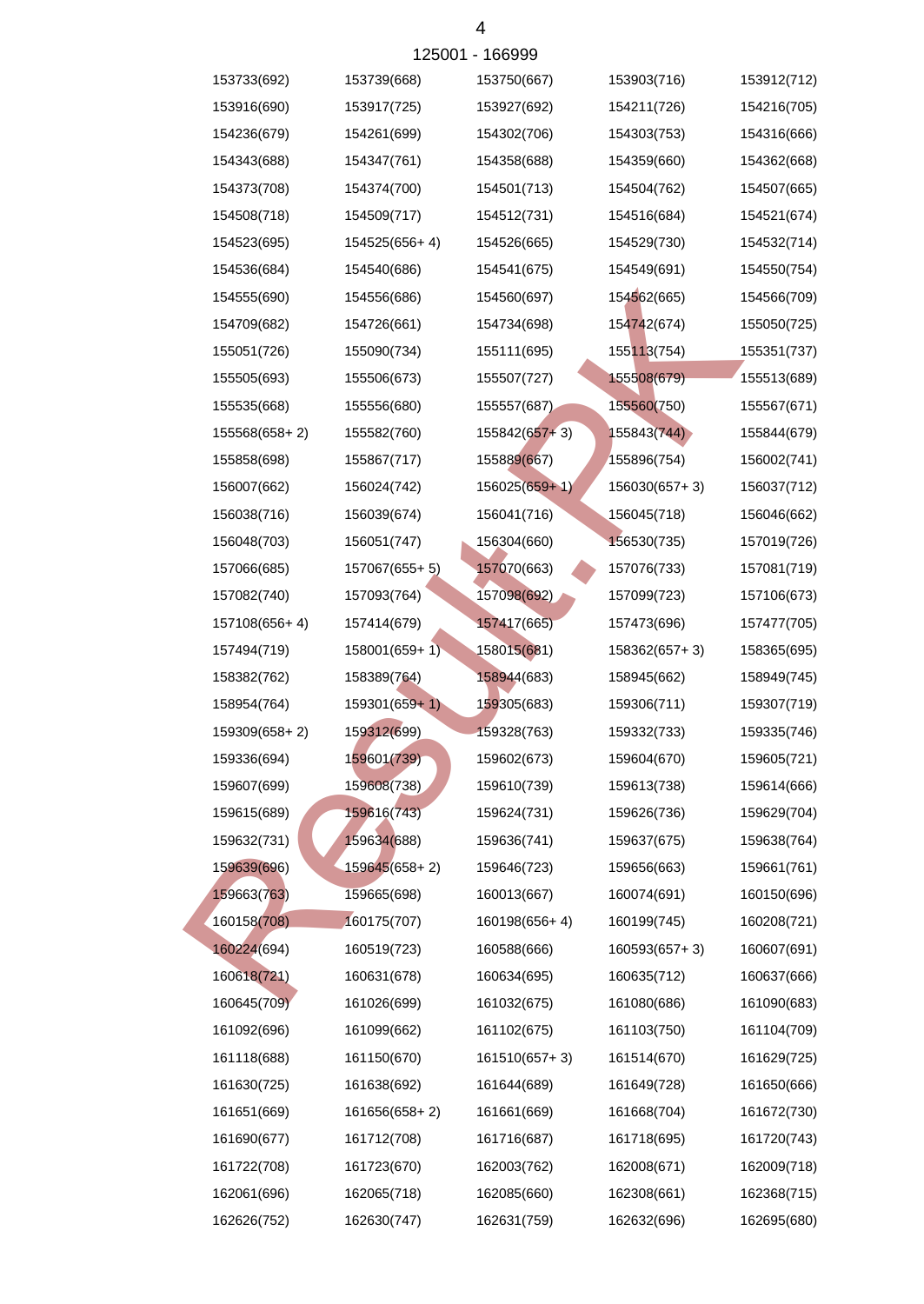125001 - 166999

| | | | | |
|---|---|---|---|---|
| 153733(692) | 153739(668) | 153750(667) | 153903(716) | 153912(712) |
| 153916(690) | 153917(725) | 153927(692) | 154211(726) | 154216(705) |
| 154236(679) | 154261(699) | 154302(706) | 154303(753) | 154316(666) |
| 154343(688) | 154347(761) | 154358(688) | 154359(660) | 154362(668) |
| 154373(708) | 154374(700) | 154501(713) | 154504(762) | 154507(665) |
| 154508(718) | 154509(717) | 154512(731) | 154516(684) | 154521(674) |
| 154523(695) | 154525(656+ 4) | 154526(665) | 154529(730) | 154532(714) |
| 154536(684) | 154540(686) | 154541(675) | 154549(691) | 154550(754) |
| 154555(690) | 154556(686) | 154560(697) | 154562(665) | 154566(709) |
| 154709(682) | 154726(661) | 154734(698) | 154742(674) | 155050(725) |
| 155051(726) | 155090(734) | 155111(695) | 155113(754) | 155351(737) |
| 155505(693) | 155506(673) | 155507(727) | 155508(679) | 155513(689) |
| 155535(668) | 155556(680) | 155557(687) | 155560(750) | 155567(671) |
| 155568(658+ 2) | 155582(760) | 155842(657+ 3) | 155843(744) | 155844(679) |
| 155858(698) | 155867(717) | 155889(667) | 155896(754) | 156002(741) |
| 156007(662) | 156024(742) | 156025(659+ 1) | 156030(657+ 3) | 156037(712) |
| 156038(716) | 156039(674) | 156041(716) | 156045(718) | 156046(662) |
| 156048(703) | 156051(747) | 156304(660) | 156530(735) | 157019(726) |
| 157066(685) | 157067(655+ 5) | 157070(663) | 157076(733) | 157081(719) |
| 157082(740) | 157093(764) | 157098(692) | 157099(723) | 157106(673) |
| 157108(656+ 4) | 157414(679) | 157417(665) | 157473(696) | 157477(705) |
| 157494(719) | 158001(659+ 1) | 158015(681) | 158362(657+ 3) | 158365(695) |
| 158382(762) | 158389(764) | 158944(683) | 158945(662) | 158949(745) |
| 158954(764) | 159301(659+ 1) | 159305(683) | 159306(711) | 159307(719) |
| 159309(658+ 2) | 159312(699) | 159328(763) | 159332(733) | 159335(746) |
| 159336(694) | 159601(739) | 159602(673) | 159604(670) | 159605(721) |
| 159607(699) | 159608(738) | 159610(739) | 159613(738) | 159614(666) |
| 159615(689) | 159616(743) | 159624(731) | 159626(736) | 159629(704) |
| 159632(731) | 159634(688) | 159636(741) | 159637(675) | 159638(764) |
| 159639(696) | 159645(658+ 2) | 159646(723) | 159656(663) | 159661(761) |
| 159663(763) | 159665(698) | 160013(667) | 160074(691) | 160150(696) |
| 160158(708) | 160175(707) | 160198(656+ 4) | 160199(745) | 160208(721) |
| 160224(694) | 160519(723) | 160588(666) | 160593(657+ 3) | 160607(691) |
| 160618(721) | 160631(678) | 160634(695) | 160635(712) | 160637(666) |
| 160645(709) | 161026(699) | 161032(675) | 161080(686) | 161090(683) |
| 161092(696) | 161099(662) | 161102(675) | 161103(750) | 161104(709) |
| 161118(688) | 161150(670) | 161510(657+ 3) | 161514(670) | 161629(725) |
| 161630(725) | 161638(692) | 161644(689) | 161649(728) | 161650(666) |
| 161651(669) | 161656(658+ 2) | 161661(669) | 161668(704) | 161672(730) |
| 161690(677) | 161712(708) | 161716(687) | 161718(695) | 161720(743) |
| 161722(708) | 161723(670) | 162003(762) | 162008(671) | 162009(718) |
| 162061(696) | 162065(718) | 162085(660) | 162308(661) | 162368(715) |
| 162626(752) | 162630(747) | 162631(759) | 162632(696) | 162695(680) |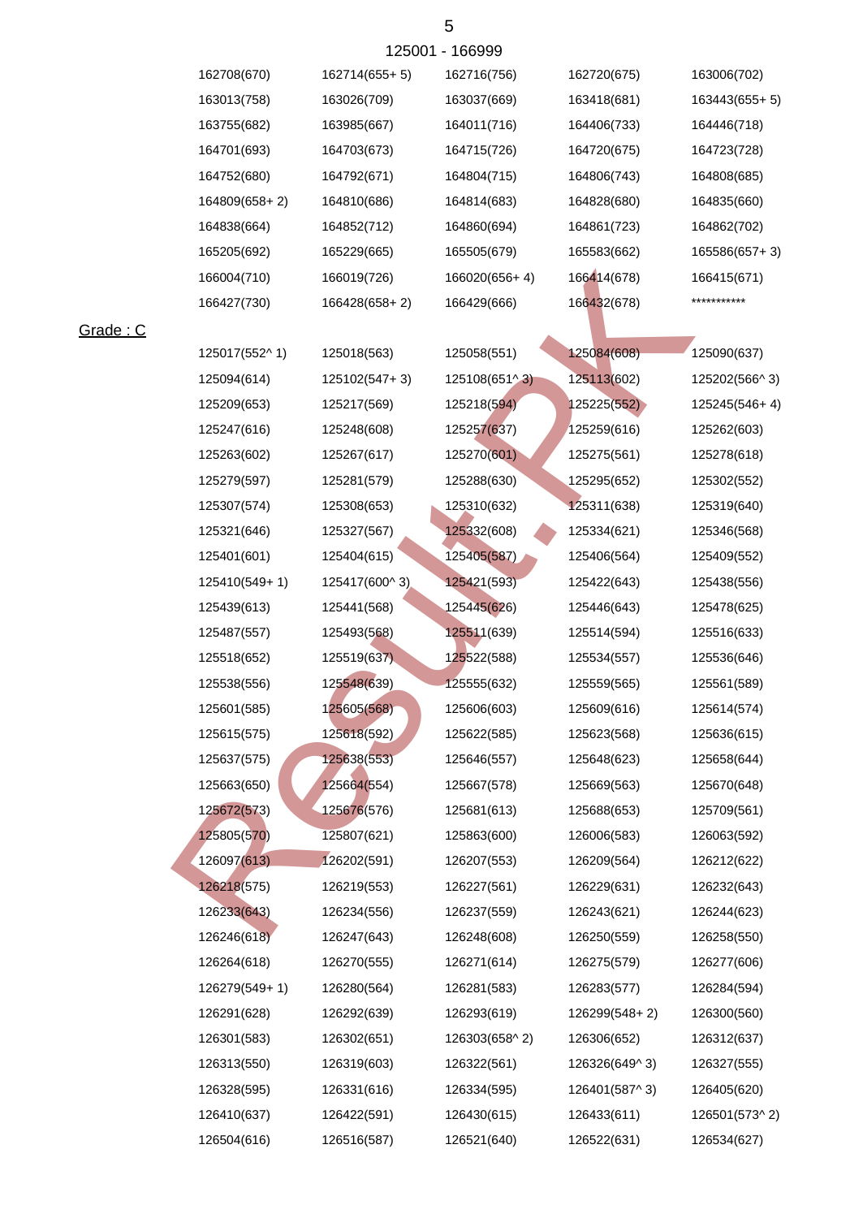125001 - 166999

| | | | | |
|---|---|---|---|---|
| 162708(670) | 162714(655+ 5) | 162716(756) | 162720(675) | 163006(702) |
| 163013(758) | 163026(709) | 163037(669) | 163418(681) | 163443(655+ 5) |
| 163755(682) | 163985(667) | 164011(716) | 164406(733) | 164446(718) |
| 164701(693) | 164703(673) | 164715(726) | 164720(675) | 164723(728) |
| 164752(680) | 164792(671) | 164804(715) | 164806(743) | 164808(685) |
| 164809(658+ 2) | 164810(686) | 164814(683) | 164828(680) | 164835(660) |
| 164838(664) | 164852(712) | 164860(694) | 164861(723) | 164862(702) |
| 165205(692) | 165229(665) | 165505(679) | 165583(662) | 165586(657+ 3) |
| 166004(710) | 166019(726) | 166020(656+ 4) | 166414(678) | 166415(671) |
| 166427(730) | 166428(658+ 2) | 166429(666) | 166432(678) | *********** |

Grade : C

| | | | | |
|---|---|---|---|---|
| 125017(552^ 1) | 125018(563) | 125058(551) | 125084(608) | 125090(637) |
| 125094(614) | 125102(547+ 3) | 125108(651^ 3) | 125113(602) | 125202(566^ 3) |
| 125209(653) | 125217(569) | 125218(594) | 125225(552) | 125245(546+ 4) |
| 125247(616) | 125248(608) | 125257(637) | 125259(616) | 125262(603) |
| 125263(602) | 125267(617) | 125270(601) | 125275(561) | 125278(618) |
| 125279(597) | 125281(579) | 125288(630) | 125295(652) | 125302(552) |
| 125307(574) | 125308(653) | 125310(632) | 125311(638) | 125319(640) |
| 125321(646) | 125327(567) | 125332(608) | 125334(621) | 125346(568) |
| 125401(601) | 125404(615) | 125405(587) | 125406(564) | 125409(552) |
| 125410(549+ 1) | 125417(600^ 3) | 125421(593) | 125422(643) | 125438(556) |
| 125439(613) | 125441(568) | 125445(626) | 125446(643) | 125478(625) |
| 125487(557) | 125493(568) | 125511(639) | 125514(594) | 125516(633) |
| 125518(652) | 125519(637) | 125522(588) | 125534(557) | 125536(646) |
| 125538(556) | 125548(639) | 125555(632) | 125559(565) | 125561(589) |
| 125601(585) | 125605(568) | 125606(603) | 125609(616) | 125614(574) |
| 125615(575) | 125618(592) | 125622(585) | 125623(568) | 125636(615) |
| 125637(575) | 125638(553) | 125646(557) | 125648(623) | 125658(644) |
| 125663(650) | 125664(554) | 125667(578) | 125669(563) | 125670(648) |
| 125672(573) | 125676(576) | 125681(613) | 125688(653) | 125709(561) |
| 125805(570) | 125807(621) | 125863(600) | 126006(583) | 126063(592) |
| 126097(613) | 126202(591) | 126207(553) | 126209(564) | 126212(622) |
| 126218(575) | 126219(553) | 126227(561) | 126229(631) | 126232(643) |
| 126233(643) | 126234(556) | 126237(559) | 126243(621) | 126244(623) |
| 126246(618) | 126247(643) | 126248(608) | 126250(559) | 126258(550) |
| 126264(618) | 126270(555) | 126271(614) | 126275(579) | 126277(606) |
| 126279(549+ 1) | 126280(564) | 126281(583) | 126283(577) | 126284(594) |
| 126291(628) | 126292(639) | 126293(619) | 126299(548+ 2) | 126300(560) |
| 126301(583) | 126302(651) | 126303(658^ 2) | 126306(652) | 126312(637) |
| 126313(550) | 126319(603) | 126322(561) | 126326(649^ 3) | 126327(555) |
| 126328(595) | 126331(616) | 126334(595) | 126401(587^ 3) | 126405(620) |
| 126410(637) | 126422(591) | 126430(615) | 126433(611) | 126501(573^ 2) |
| 126504(616) | 126516(587) | 126521(640) | 126522(631) | 126534(627) |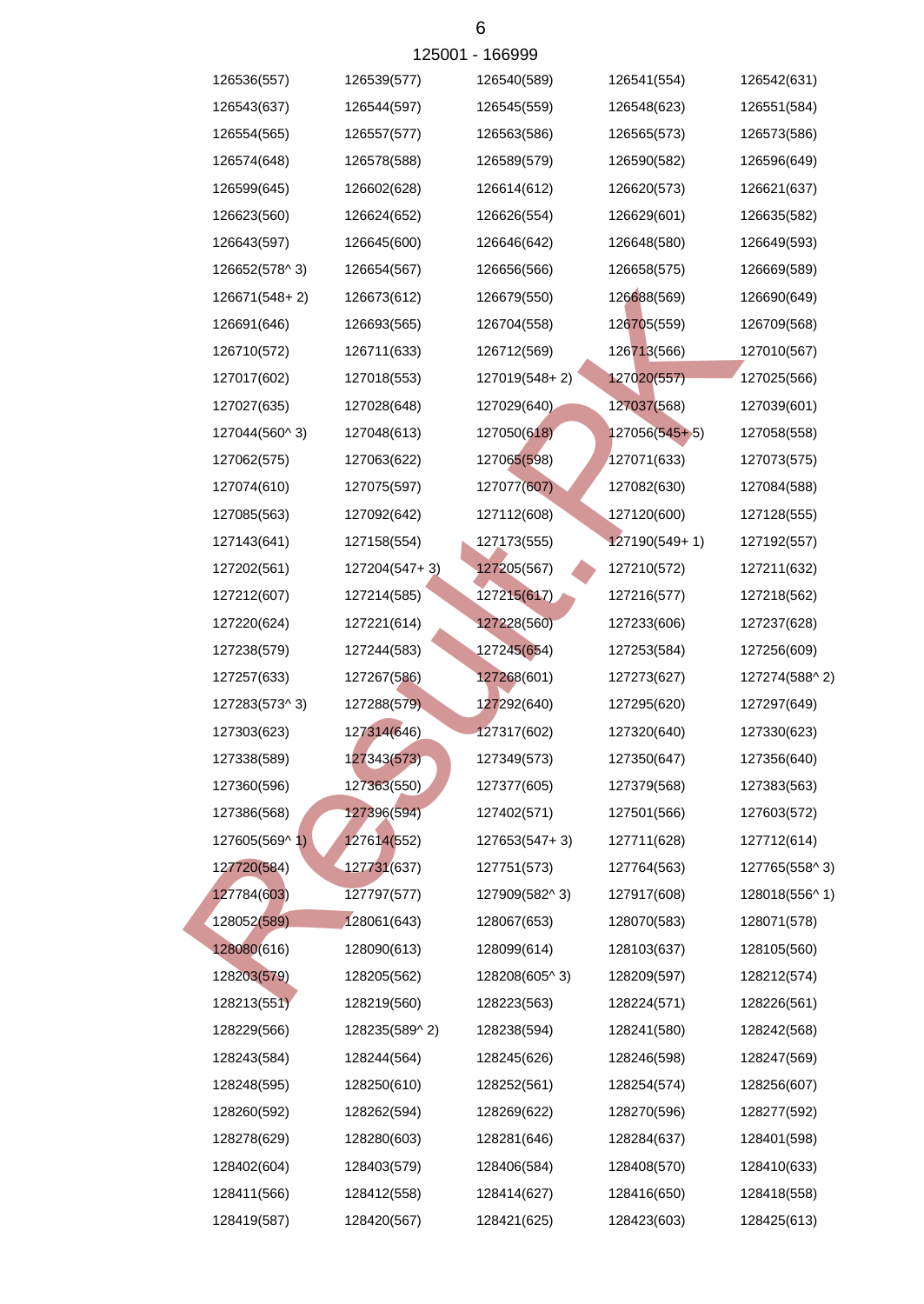125001 - 166999

| | | | | |
|---|---|---|---|---|
| 126536(557) | 126539(577) | 126540(589) | 126541(554) | 126542(631) |
| 126543(637) | 126544(597) | 126545(559) | 126548(623) | 126551(584) |
| 126554(565) | 126557(577) | 126563(586) | 126565(573) | 126573(586) |
| 126574(648) | 126578(588) | 126589(579) | 126590(582) | 126596(649) |
| 126599(645) | 126602(628) | 126614(612) | 126620(573) | 126621(637) |
| 126623(560) | 126624(652) | 126626(554) | 126629(601) | 126635(582) |
| 126643(597) | 126645(600) | 126646(642) | 126648(580) | 126649(593) |
| 126652(578^ 3) | 126654(567) | 126656(566) | 126658(575) | 126669(589) |
| 126671(548+ 2) | 126673(612) | 126679(550) | 126688(569) | 126690(649) |
| 126691(646) | 126693(565) | 126704(558) | 126705(559) | 126709(568) |
| 126710(572) | 126711(633) | 126712(569) | 126713(566) | 127010(567) |
| 127017(602) | 127018(553) | 127019(548+ 2) | 127020(557) | 127025(566) |
| 127027(635) | 127028(648) | 127029(640) | 127037(568) | 127039(601) |
| 127044(560^ 3) | 127048(613) | 127050(618) | 127056(545+ 5) | 127058(558) |
| 127062(575) | 127063(622) | 127065(598) | 127071(633) | 127073(575) |
| 127074(610) | 127075(597) | 127077(607) | 127082(630) | 127084(588) |
| 127085(563) | 127092(642) | 127112(608) | 127120(600) | 127128(555) |
| 127143(641) | 127158(554) | 127173(555) | 127190(549+ 1) | 127192(557) |
| 127202(561) | 127204(547+ 3) | 127205(567) | 127210(572) | 127211(632) |
| 127212(607) | 127214(585) | 127215(617) | 127216(577) | 127218(562) |
| 127220(624) | 127221(614) | 127228(560) | 127233(606) | 127237(628) |
| 127238(579) | 127244(583) | 127245(654) | 127253(584) | 127256(609) |
| 127257(633) | 127267(586) | 127268(601) | 127273(627) | 127274(588^ 2) |
| 127283(573^ 3) | 127288(579) | 127292(640) | 127295(620) | 127297(649) |
| 127303(623) | 127314(646) | 127317(602) | 127320(640) | 127330(623) |
| 127338(589) | 127343(573) | 127349(573) | 127350(647) | 127356(640) |
| 127360(596) | 127363(550) | 127377(605) | 127379(568) | 127383(563) |
| 127386(568) | 127396(594) | 127402(571) | 127501(566) | 127603(572) |
| 127605(569^ 1) | 127614(552) | 127653(547+ 3) | 127711(628) | 127712(614) |
| 127720(584) | 127731(637) | 127751(573) | 127764(563) | 127765(558^ 3) |
| 127784(603) | 127797(577) | 127909(582^ 3) | 127917(608) | 128018(556^ 1) |
| 128052(589) | 128061(643) | 128067(653) | 128070(583) | 128071(578) |
| 128080(616) | 128090(613) | 128099(614) | 128103(637) | 128105(560) |
| 128203(579) | 128205(562) | 128208(605^ 3) | 128209(597) | 128212(574) |
| 128213(551) | 128219(560) | 128223(563) | 128224(571) | 128226(561) |
| 128229(566) | 128235(589^ 2) | 128238(594) | 128241(580) | 128242(568) |
| 128243(584) | 128244(564) | 128245(626) | 128246(598) | 128247(569) |
| 128248(595) | 128250(610) | 128252(561) | 128254(574) | 128256(607) |
| 128260(592) | 128262(594) | 128269(622) | 128270(596) | 128277(592) |
| 128278(629) | 128280(603) | 128281(646) | 128284(637) | 128401(598) |
| 128402(604) | 128403(579) | 128406(584) | 128408(570) | 128410(633) |
| 128411(566) | 128412(558) | 128414(627) | 128416(650) | 128418(558) |
| 128419(587) | 128420(567) | 128421(625) | 128423(603) | 128425(613) |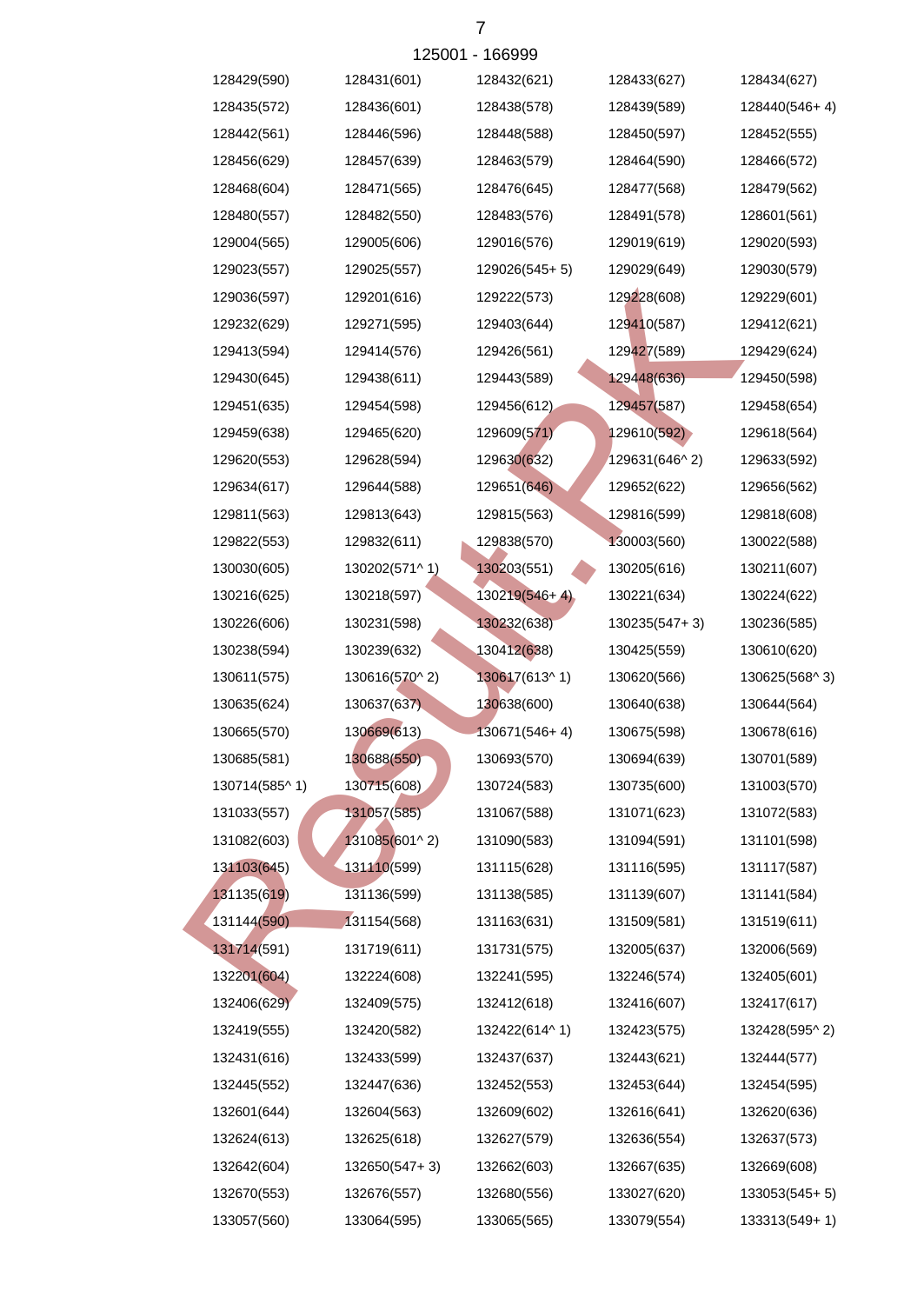125001 - 166999

| | | | | |
|---|---|---|---|---|
| 128429(590) | 128431(601) | 128432(621) | 128433(627) | 128434(627) |
| 128435(572) | 128436(601) | 128438(578) | 128439(589) | 128440(546+ 4) |
| 128442(561) | 128446(596) | 128448(588) | 128450(597) | 128452(555) |
| 128456(629) | 128457(639) | 128463(579) | 128464(590) | 128466(572) |
| 128468(604) | 128471(565) | 128476(645) | 128477(568) | 128479(562) |
| 128480(557) | 128482(550) | 128483(576) | 128491(578) | 128601(561) |
| 129004(565) | 129005(606) | 129016(576) | 129019(619) | 129020(593) |
| 129023(557) | 129025(557) | 129026(545+ 5) | 129029(649) | 129030(579) |
| 129036(597) | 129201(616) | 129222(573) | 129228(608) | 129229(601) |
| 129232(629) | 129271(595) | 129403(644) | 129410(587) | 129412(621) |
| 129413(594) | 129414(576) | 129426(561) | 129427(589) | 129429(624) |
| 129430(645) | 129438(611) | 129443(589) | 129448(636) | 129450(598) |
| 129451(635) | 129454(598) | 129456(612) | 129457(587) | 129458(654) |
| 129459(638) | 129465(620) | 129609(571) | 129610(592) | 129618(564) |
| 129620(553) | 129628(594) | 129630(632) | 129631(646^ 2) | 129633(592) |
| 129634(617) | 129644(588) | 129651(646) | 129652(622) | 129656(562) |
| 129811(563) | 129813(643) | 129815(563) | 129816(599) | 129818(608) |
| 129822(553) | 129832(611) | 129838(570) | 130003(560) | 130022(588) |
| 130030(605) | 130202(571^ 1) | 130203(551) | 130205(616) | 130211(607) |
| 130216(625) | 130218(597) | 130219(546+ 4) | 130221(634) | 130224(622) |
| 130226(606) | 130231(598) | 130232(638) | 130235(547+ 3) | 130236(585) |
| 130238(594) | 130239(632) | 130412(638) | 130425(559) | 130610(620) |
| 130611(575) | 130616(570^ 2) | 130617(613^ 1) | 130620(566) | 130625(568^ 3) |
| 130635(624) | 130637(637) | 130638(600) | 130640(638) | 130644(564) |
| 130665(570) | 130669(613) | 130671(546+ 4) | 130675(598) | 130678(616) |
| 130685(581) | 130688(550) | 130693(570) | 130694(639) | 130701(589) |
| 130714(585^ 1) | 130715(608) | 130724(583) | 130735(600) | 131003(570) |
| 131033(557) | 131057(585) | 131067(588) | 131071(623) | 131072(583) |
| 131082(603) | 131085(601^ 2) | 131090(583) | 131094(591) | 131101(598) |
| 131103(645) | 131110(599) | 131115(628) | 131116(595) | 131117(587) |
| 131135(619) | 131136(599) | 131138(585) | 131139(607) | 131141(584) |
| 131144(590) | 131154(568) | 131163(631) | 131509(581) | 131519(611) |
| 131714(591) | 131719(611) | 131731(575) | 132005(637) | 132006(569) |
| 132201(604) | 132224(608) | 132241(595) | 132246(574) | 132405(601) |
| 132406(629) | 132409(575) | 132412(618) | 132416(607) | 132417(617) |
| 132419(555) | 132420(582) | 132422(614^ 1) | 132423(575) | 132428(595^ 2) |
| 132431(616) | 132433(599) | 132437(637) | 132443(621) | 132444(577) |
| 132445(552) | 132447(636) | 132452(553) | 132453(644) | 132454(595) |
| 132601(644) | 132604(563) | 132609(602) | 132616(641) | 132620(636) |
| 132624(613) | 132625(618) | 132627(579) | 132636(554) | 132637(573) |
| 132642(604) | 132650(547+ 3) | 132662(603) | 132667(635) | 132669(608) |
| 132670(553) | 132676(557) | 132680(556) | 133027(620) | 133053(545+ 5) |
| 133057(560) | 133064(595) | 133065(565) | 133079(554) | 133313(549+ 1) |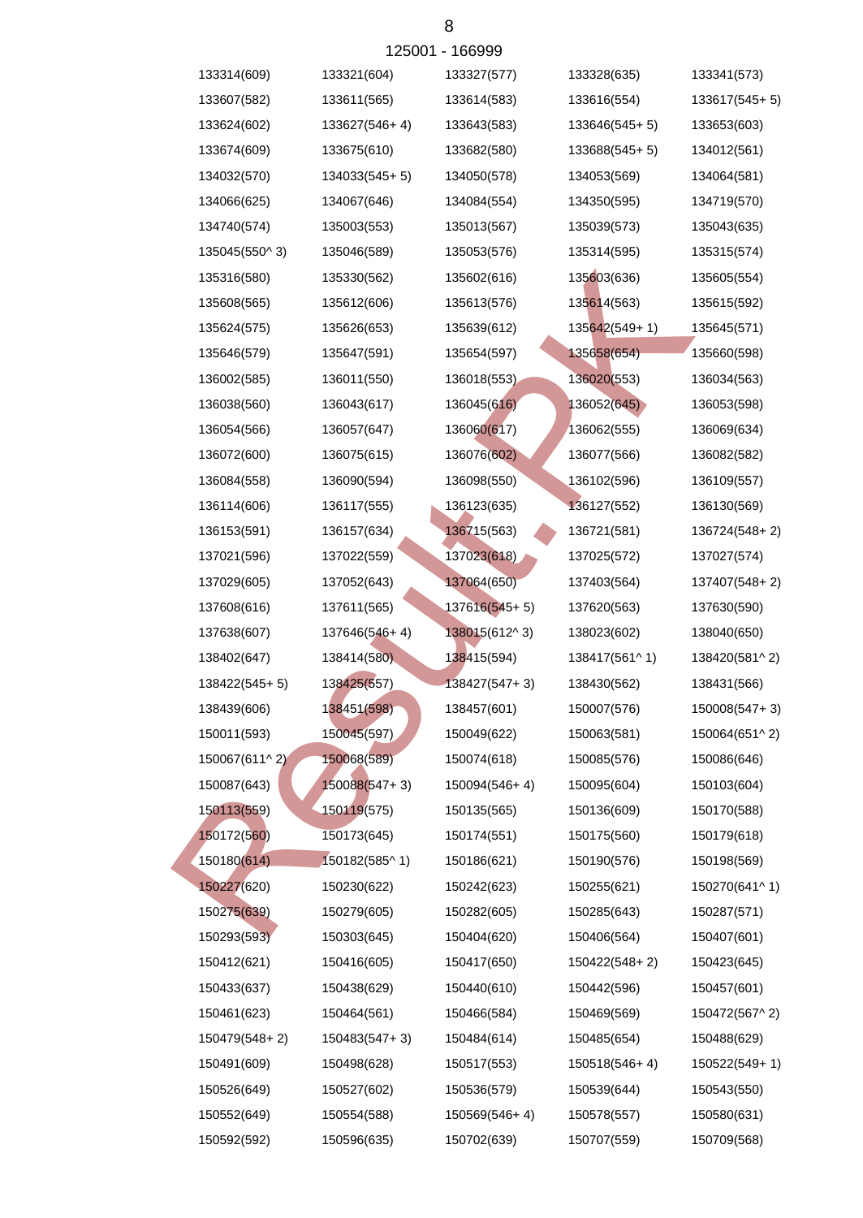125001 - 166999

| | | | | |
|---|---|---|---|---|
| 133314(609) | 133321(604) | 133327(577) | 133328(635) | 133341(573) |
| 133607(582) | 133611(565) | 133614(583) | 133616(554) | 133617(545+ 5) |
| 133624(602) | 133627(546+ 4) | 133643(583) | 133646(545+ 5) | 133653(603) |
| 133674(609) | 133675(610) | 133682(580) | 133688(545+ 5) | 134012(561) |
| 134032(570) | 134033(545+ 5) | 134050(578) | 134053(569) | 134064(581) |
| 134066(625) | 134067(646) | 134084(554) | 134350(595) | 134719(570) |
| 134740(574) | 135003(553) | 135013(567) | 135039(573) | 135043(635) |
| 135045(550^ 3) | 135046(589) | 135053(576) | 135314(595) | 135315(574) |
| 135316(580) | 135330(562) | 135602(616) | 135603(636) | 135605(554) |
| 135608(565) | 135612(606) | 135613(576) | 135614(563) | 135615(592) |
| 135624(575) | 135626(653) | 135639(612) | 135642(549+ 1) | 135645(571) |
| 135646(579) | 135647(591) | 135654(597) | 135658(654) | 135660(598) |
| 136002(585) | 136011(550) | 136018(553) | 136020(553) | 136034(563) |
| 136038(560) | 136043(617) | 136045(616) | 136052(645) | 136053(598) |
| 136054(566) | 136057(647) | 136060(617) | 136062(555) | 136069(634) |
| 136072(600) | 136075(615) | 136076(602) | 136077(566) | 136082(582) |
| 136084(558) | 136090(594) | 136098(550) | 136102(596) | 136109(557) |
| 136114(606) | 136117(555) | 136123(635) | 136127(552) | 136130(569) |
| 136153(591) | 136157(634) | 136715(563) | 136721(581) | 136724(548+ 2) |
| 137021(596) | 137022(559) | 137023(618) | 137025(572) | 137027(574) |
| 137029(605) | 137052(643) | 137064(650) | 137403(564) | 137407(548+ 2) |
| 137608(616) | 137611(565) | 137616(545+ 5) | 137620(563) | 137630(590) |
| 137638(607) | 137646(546+ 4) | 138015(612^ 3) | 138023(602) | 138040(650) |
| 138402(647) | 138414(580) | 138415(594) | 138417(561^ 1) | 138420(581^ 2) |
| 138422(545+ 5) | 138425(557) | 138427(547+ 3) | 138430(562) | 138431(566) |
| 138439(606) | 138451(598) | 138457(601) | 150007(576) | 150008(547+ 3) |
| 150011(593) | 150045(597) | 150049(622) | 150063(581) | 150064(651^ 2) |
| 150067(611^ 2) | 150068(589) | 150074(618) | 150085(576) | 150086(646) |
| 150087(643) | 150088(547+ 3) | 150094(546+ 4) | 150095(604) | 150103(604) |
| 150113(559) | 150119(575) | 150135(565) | 150136(609) | 150170(588) |
| 150172(560) | 150173(645) | 150174(551) | 150175(560) | 150179(618) |
| 150180(614) | 150182(585^ 1) | 150186(621) | 150190(576) | 150198(569) |
| 150227(620) | 150230(622) | 150242(623) | 150255(621) | 150270(641^ 1) |
| 150275(639) | 150279(605) | 150282(605) | 150285(643) | 150287(571) |
| 150293(593) | 150303(645) | 150404(620) | 150406(564) | 150407(601) |
| 150412(621) | 150416(605) | 150417(650) | 150422(548+ 2) | 150423(645) |
| 150433(637) | 150438(629) | 150440(610) | 150442(596) | 150457(601) |
| 150461(623) | 150464(561) | 150466(584) | 150469(569) | 150472(567^ 2) |
| 150479(548+ 2) | 150483(547+ 3) | 150484(614) | 150485(654) | 150488(629) |
| 150491(609) | 150498(628) | 150517(553) | 150518(546+ 4) | 150522(549+ 1) |
| 150526(649) | 150527(602) | 150536(579) | 150539(644) | 150543(550) |
| 150552(649) | 150554(588) | 150569(546+ 4) | 150578(557) | 150580(631) |
| 150592(592) | 150596(635) | 150702(639) | 150707(559) | 150709(568) |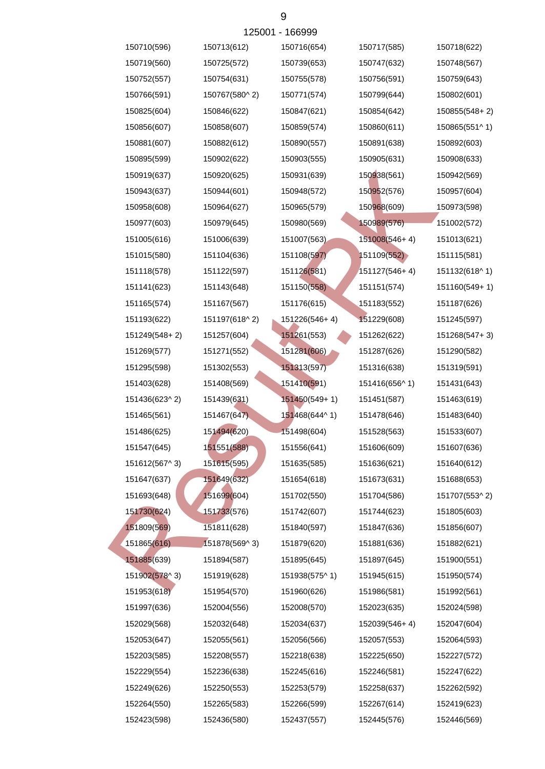125001 - 166999

| | | | | |
|---|---|---|---|---|
| 150710(596) | 150713(612) | 150716(654) | 150717(585) | 150718(622) |
| 150719(560) | 150725(572) | 150739(653) | 150747(632) | 150748(567) |
| 150752(557) | 150754(631) | 150755(578) | 150756(591) | 150759(643) |
| 150766(591) | 150767(580^ 2) | 150771(574) | 150799(644) | 150802(601) |
| 150825(604) | 150846(622) | 150847(621) | 150854(642) | 150855(548+ 2) |
| 150856(607) | 150858(607) | 150859(574) | 150860(611) | 150865(551^ 1) |
| 150881(607) | 150882(612) | 150890(557) | 150891(638) | 150892(603) |
| 150895(599) | 150902(622) | 150903(555) | 150905(631) | 150908(633) |
| 150919(637) | 150920(625) | 150931(639) | 150938(561) | 150942(569) |
| 150943(637) | 150944(601) | 150948(572) | 150952(576) | 150957(604) |
| 150958(608) | 150964(627) | 150965(579) | 150968(609) | 150973(598) |
| 150977(603) | 150979(645) | 150980(569) | 150989(576) | 151002(572) |
| 151005(616) | 151006(639) | 151007(563) | 151008(546+ 4) | 151013(621) |
| 151015(580) | 151104(636) | 151108(597) | 151109(552) | 151115(581) |
| 151118(578) | 151122(597) | 151126(581) | 151127(546+ 4) | 151132(618^ 1) |
| 151141(623) | 151143(648) | 151150(558) | 151151(574) | 151160(549+ 1) |
| 151165(574) | 151167(567) | 151176(615) | 151183(552) | 151187(626) |
| 151193(622) | 151197(618^ 2) | 151226(546+ 4) | 151229(608) | 151245(597) |
| 151249(548+ 2) | 151257(604) | 151261(553) | 151262(622) | 151268(547+ 3) |
| 151269(577) | 151271(552) | 151281(606) | 151287(626) | 151290(582) |
| 151295(598) | 151302(553) | 151313(597) | 151316(638) | 151319(591) |
| 151403(628) | 151408(569) | 151410(591) | 151416(656^ 1) | 151431(643) |
| 151436(623^ 2) | 151439(631) | 151450(549+ 1) | 151451(587) | 151463(619) |
| 151465(561) | 151467(647) | 151468(644^ 1) | 151478(646) | 151483(640) |
| 151486(625) | 151494(620) | 151498(604) | 151528(563) | 151533(607) |
| 151547(645) | 151551(588) | 151556(641) | 151606(609) | 151607(636) |
| 151612(567^ 3) | 151615(595) | 151635(585) | 151636(621) | 151640(612) |
| 151647(637) | 151649(632) | 151654(618) | 151673(631) | 151688(653) |
| 151693(648) | 151699(604) | 151702(550) | 151704(586) | 151707(553^ 2) |
| 151730(624) | 151733(576) | 151742(607) | 151744(623) | 151805(603) |
| 151809(569) | 151811(628) | 151840(597) | 151847(636) | 151856(607) |
| 151865(616) | 151878(569^ 3) | 151879(620) | 151881(636) | 151882(621) |
| 151885(639) | 151894(587) | 151895(645) | 151897(645) | 151900(551) |
| 151902(578^ 3) | 151919(628) | 151938(575^ 1) | 151945(615) | 151950(574) |
| 151953(618) | 151954(570) | 151960(626) | 151986(581) | 151992(561) |
| 151997(636) | 152004(556) | 152008(570) | 152023(635) | 152024(598) |
| 152029(568) | 152032(648) | 152034(637) | 152039(546+ 4) | 152047(604) |
| 152053(647) | 152055(561) | 152056(566) | 152057(553) | 152064(593) |
| 152203(585) | 152208(557) | 152218(638) | 152225(650) | 152227(572) |
| 152229(554) | 152236(638) | 152245(616) | 152246(581) | 152247(622) |
| 152249(626) | 152250(553) | 152253(579) | 152258(637) | 152262(592) |
| 152264(550) | 152265(583) | 152266(599) | 152267(614) | 152419(623) |
| 152423(598) | 152436(580) | 152437(557) | 152445(576) | 152446(569) |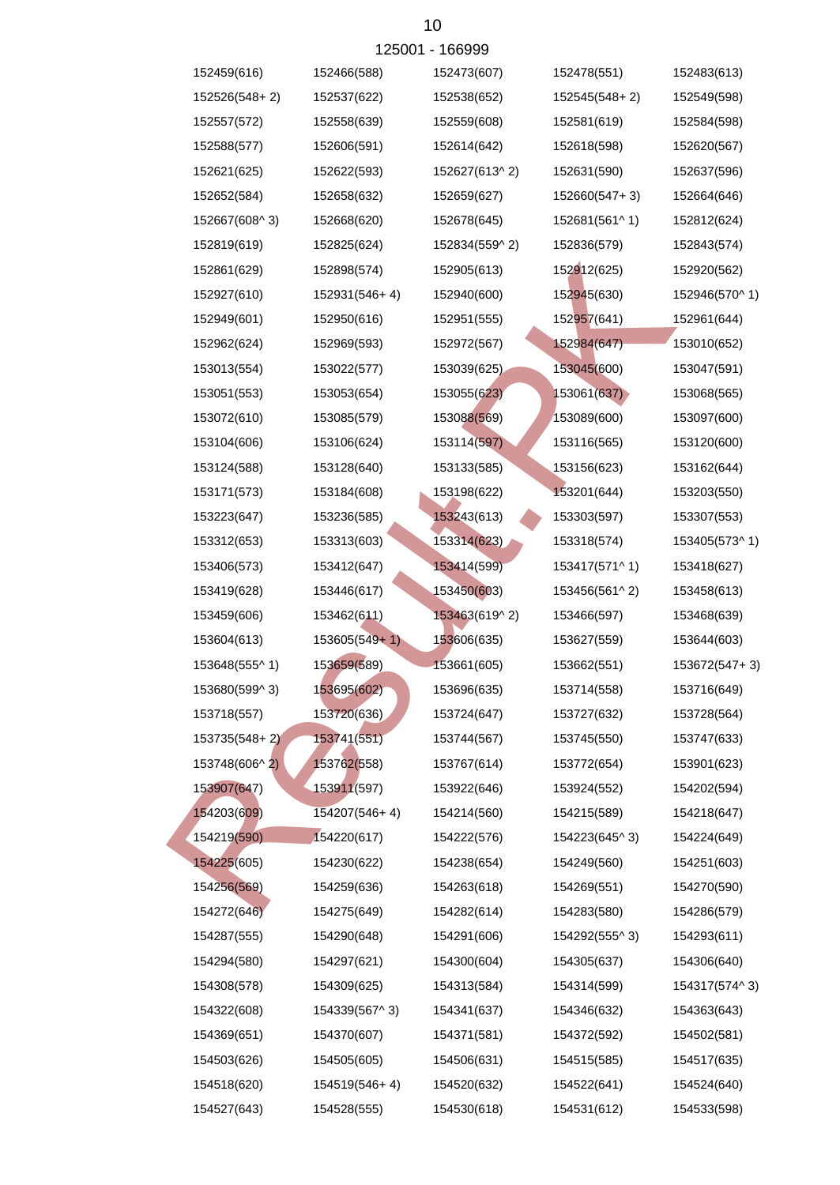125001 - 166999

| | | | | |
|---|---|---|---|---|
| 152459(616) | 152466(588) | 152473(607) | 152478(551) | 152483(613) |
| 152526(548+ 2) | 152537(622) | 152538(652) | 152545(548+ 2) | 152549(598) |
| 152557(572) | 152558(639) | 152559(608) | 152581(619) | 152584(598) |
| 152588(577) | 152606(591) | 152614(642) | 152618(598) | 152620(567) |
| 152621(625) | 152622(593) | 152627(613^ 2) | 152631(590) | 152637(596) |
| 152652(584) | 152658(632) | 152659(627) | 152660(547+ 3) | 152664(646) |
| 152667(608^ 3) | 152668(620) | 152678(645) | 152681(561^ 1) | 152812(624) |
| 152819(619) | 152825(624) | 152834(559^ 2) | 152836(579) | 152843(574) |
| 152861(629) | 152898(574) | 152905(613) | 152912(625) | 152920(562) |
| 152927(610) | 152931(546+ 4) | 152940(600) | 152945(630) | 152946(570^ 1) |
| 152949(601) | 152950(616) | 152951(555) | 152957(641) | 152961(644) |
| 152962(624) | 152969(593) | 152972(567) | 152984(647) | 153010(652) |
| 153013(554) | 153022(577) | 153039(625) | 153045(600) | 153047(591) |
| 153051(553) | 153053(654) | 153055(623) | 153061(637) | 153068(565) |
| 153072(610) | 153085(579) | 153088(569) | 153089(600) | 153097(600) |
| 153104(606) | 153106(624) | 153114(597) | 153116(565) | 153120(600) |
| 153124(588) | 153128(640) | 153133(585) | 153156(623) | 153162(644) |
| 153171(573) | 153184(608) | 153198(622) | 153201(644) | 153203(550) |
| 153223(647) | 153236(585) | 153243(613) | 153303(597) | 153307(553) |
| 153312(653) | 153313(603) | 153314(623) | 153318(574) | 153405(573^ 1) |
| 153406(573) | 153412(647) | 153414(599) | 153417(571^ 1) | 153418(627) |
| 153419(628) | 153446(617) | 153450(603) | 153456(561^ 2) | 153458(613) |
| 153459(606) | 153462(611) | 153463(619^ 2) | 153466(597) | 153468(639) |
| 153604(613) | 153605(549+ 1) | 153606(635) | 153627(559) | 153644(603) |
| 153648(555^ 1) | 153659(589) | 153661(605) | 153662(551) | 153672(547+ 3) |
| 153680(599^ 3) | 153695(602) | 153696(635) | 153714(558) | 153716(649) |
| 153718(557) | 153720(636) | 153724(647) | 153727(632) | 153728(564) |
| 153735(548+ 2) | 153741(551) | 153744(567) | 153745(550) | 153747(633) |
| 153748(606^ 2) | 153762(558) | 153767(614) | 153772(654) | 153901(623) |
| 153907(647) | 153911(597) | 153922(646) | 153924(552) | 154202(594) |
| 154203(609) | 154207(546+ 4) | 154214(560) | 154215(589) | 154218(647) |
| 154219(590) | 154220(617) | 154222(576) | 154223(645^ 3) | 154224(649) |
| 154225(605) | 154230(622) | 154238(654) | 154249(560) | 154251(603) |
| 154256(569) | 154259(636) | 154263(618) | 154269(551) | 154270(590) |
| 154272(646) | 154275(649) | 154282(614) | 154283(580) | 154286(579) |
| 154287(555) | 154290(648) | 154291(606) | 154292(555^ 3) | 154293(611) |
| 154294(580) | 154297(621) | 154300(604) | 154305(637) | 154306(640) |
| 154308(578) | 154309(625) | 154313(584) | 154314(599) | 154317(574^ 3) |
| 154322(608) | 154339(567^ 3) | 154341(637) | 154346(632) | 154363(643) |
| 154369(651) | 154370(607) | 154371(581) | 154372(592) | 154502(581) |
| 154503(626) | 154505(605) | 154506(631) | 154515(585) | 154517(635) |
| 154518(620) | 154519(546+ 4) | 154520(632) | 154522(641) | 154524(640) |
| 154527(643) | 154528(555) | 154530(618) | 154531(612) | 154533(598) |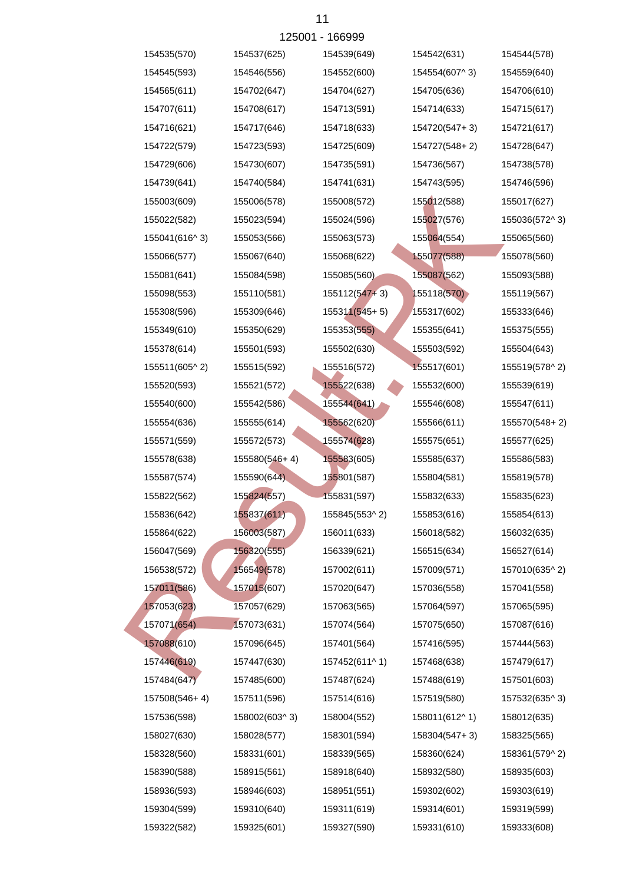125001 - 166999

| | | | | |
|---|---|---|---|---|
| 154535(570) | 154537(625) | 154539(649) | 154542(631) | 154544(578) |
| 154545(593) | 154546(556) | 154552(600) | 154554(607^ 3) | 154559(640) |
| 154565(611) | 154702(647) | 154704(627) | 154705(636) | 154706(610) |
| 154707(611) | 154708(617) | 154713(591) | 154714(633) | 154715(617) |
| 154716(621) | 154717(646) | 154718(633) | 154720(547+ 3) | 154721(617) |
| 154722(579) | 154723(593) | 154725(609) | 154727(548+ 2) | 154728(647) |
| 154729(606) | 154730(607) | 154735(591) | 154736(567) | 154738(578) |
| 154739(641) | 154740(584) | 154741(631) | 154743(595) | 154746(596) |
| 155003(609) | 155006(578) | 155008(572) | 155012(588) | 155017(627) |
| 155022(582) | 155023(594) | 155024(596) | 155027(576) | 155036(572^ 3) |
| 155041(616^ 3) | 155053(566) | 155063(573) | 155064(554) | 155065(560) |
| 155066(577) | 155067(640) | 155068(622) | 155077(588) | 155078(560) |
| 155081(641) | 155084(598) | 155085(560) | 155087(562) | 155093(588) |
| 155098(553) | 155110(581) | 155112(547+ 3) | 155118(570) | 155119(567) |
| 155308(596) | 155309(646) | 155311(545+ 5) | 155317(602) | 155333(646) |
| 155349(610) | 155350(629) | 155353(555) | 155355(641) | 155375(555) |
| 155378(614) | 155501(593) | 155502(630) | 155503(592) | 155504(643) |
| 155511(605^ 2) | 155515(592) | 155516(572) | 155517(601) | 155519(578^ 2) |
| 155520(593) | 155521(572) | 155522(638) | 155532(600) | 155539(619) |
| 155540(600) | 155542(586) | 155544(641) | 155546(608) | 155547(611) |
| 155554(636) | 155555(614) | 155562(620) | 155566(611) | 155570(548+ 2) |
| 155571(559) | 155572(573) | 155574(628) | 155575(651) | 155577(625) |
| 155578(638) | 155580(546+ 4) | 155583(605) | 155585(637) | 155586(583) |
| 155587(574) | 155590(644) | 155801(587) | 155804(581) | 155819(578) |
| 155822(562) | 155824(557) | 155831(597) | 155832(633) | 155835(623) |
| 155836(642) | 155837(611) | 155845(553^ 2) | 155853(616) | 155854(613) |
| 155864(622) | 156003(587) | 156011(633) | 156018(582) | 156032(635) |
| 156047(569) | 156320(555) | 156339(621) | 156515(634) | 156527(614) |
| 156538(572) | 156549(578) | 157002(611) | 157009(571) | 157010(635^ 2) |
| 157011(586) | 157015(607) | 157020(647) | 157036(558) | 157041(558) |
| 157053(623) | 157057(629) | 157063(565) | 157064(597) | 157065(595) |
| 157071(654) | 157073(631) | 157074(564) | 157075(650) | 157087(616) |
| 157088(610) | 157096(645) | 157401(564) | 157416(595) | 157444(563) |
| 157446(619) | 157447(630) | 157452(611^ 1) | 157468(638) | 157479(617) |
| 157484(647) | 157485(600) | 157487(624) | 157488(619) | 157501(603) |
| 157508(546+ 4) | 157511(596) | 157514(616) | 157519(580) | 157532(635^ 3) |
| 157536(598) | 158002(603^ 3) | 158004(552) | 158011(612^ 1) | 158012(635) |
| 158027(630) | 158028(577) | 158301(594) | 158304(547+ 3) | 158325(565) |
| 158328(560) | 158331(601) | 158339(565) | 158360(624) | 158361(579^ 2) |
| 158390(588) | 158915(561) | 158918(640) | 158932(580) | 158935(603) |
| 158936(593) | 158946(603) | 158951(551) | 159302(602) | 159303(619) |
| 159304(599) | 159310(640) | 159311(619) | 159314(601) | 159319(599) |
| 159322(582) | 159325(601) | 159327(590) | 159331(610) | 159333(608) |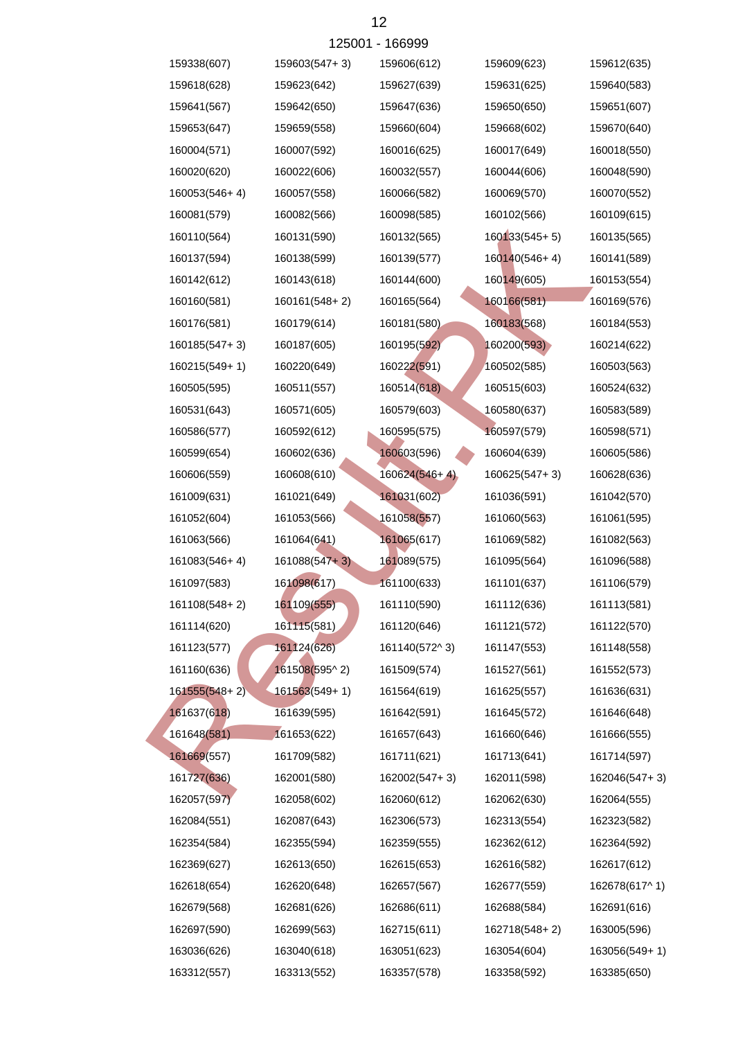125001 - 166999

| | | | | |
|---|---|---|---|---|
| 159338(607) | 159603(547+ 3) | 159606(612) | 159609(623) | 159612(635) |
| 159618(628) | 159623(642) | 159627(639) | 159631(625) | 159640(583) |
| 159641(567) | 159642(650) | 159647(636) | 159650(650) | 159651(607) |
| 159653(647) | 159659(558) | 159660(604) | 159668(602) | 159670(640) |
| 160004(571) | 160007(592) | 160016(625) | 160017(649) | 160018(550) |
| 160020(620) | 160022(606) | 160032(557) | 160044(606) | 160048(590) |
| 160053(546+ 4) | 160057(558) | 160066(582) | 160069(570) | 160070(552) |
| 160081(579) | 160082(566) | 160098(585) | 160102(566) | 160109(615) |
| 160110(564) | 160131(590) | 160132(565) | 160133(545+ 5) | 160135(565) |
| 160137(594) | 160138(599) | 160139(577) | 160140(546+ 4) | 160141(589) |
| 160142(612) | 160143(618) | 160144(600) | 160149(605) | 160153(554) |
| 160160(581) | 160161(548+ 2) | 160165(564) | 160166(581) | 160169(576) |
| 160176(581) | 160179(614) | 160181(580) | 160183(568) | 160184(553) |
| 160185(547+ 3) | 160187(605) | 160195(592) | 160200(593) | 160214(622) |
| 160215(549+ 1) | 160220(649) | 160222(591) | 160502(585) | 160503(563) |
| 160505(595) | 160511(557) | 160514(618) | 160515(603) | 160524(632) |
| 160531(643) | 160571(605) | 160579(603) | 160580(637) | 160583(589) |
| 160586(577) | 160592(612) | 160595(575) | 160597(579) | 160598(571) |
| 160599(654) | 160602(636) | 160603(596) | 160604(639) | 160605(586) |
| 160606(559) | 160608(610) | 160624(546+ 4) | 160625(547+ 3) | 160628(636) |
| 161009(631) | 161021(649) | 161031(602) | 161036(591) | 161042(570) |
| 161052(604) | 161053(566) | 161058(557) | 161060(563) | 161061(595) |
| 161063(566) | 161064(641) | 161065(617) | 161069(582) | 161082(563) |
| 161083(546+ 4) | 161088(547+ 3) | 161089(575) | 161095(564) | 161096(588) |
| 161097(583) | 161098(617) | 161100(633) | 161101(637) | 161106(579) |
| 161108(548+ 2) | 161109(555) | 161110(590) | 161112(636) | 161113(581) |
| 161114(620) | 161115(581) | 161120(646) | 161121(572) | 161122(570) |
| 161123(577) | 161124(626) | 161140(572^ 3) | 161147(553) | 161148(558) |
| 161160(636) | 161508(595^ 2) | 161509(574) | 161527(561) | 161552(573) |
| 161555(548+ 2) | 161563(549+ 1) | 161564(619) | 161625(557) | 161636(631) |
| 161637(618) | 161639(595) | 161642(591) | 161645(572) | 161646(648) |
| 161648(581) | 161653(622) | 161657(643) | 161660(646) | 161666(555) |
| 161669(557) | 161709(582) | 161711(621) | 161713(641) | 161714(597) |
| 161727(636) | 162001(580) | 162002(547+ 3) | 162011(598) | 162046(547+ 3) |
| 162057(597) | 162058(602) | 162060(612) | 162062(630) | 162064(555) |
| 162084(551) | 162087(643) | 162306(573) | 162313(554) | 162323(582) |
| 162354(584) | 162355(594) | 162359(555) | 162362(612) | 162364(592) |
| 162369(627) | 162613(650) | 162615(653) | 162616(582) | 162617(612) |
| 162618(654) | 162620(648) | 162657(567) | 162677(559) | 162678(617^ 1) |
| 162679(568) | 162681(626) | 162686(611) | 162688(584) | 162691(616) |
| 162697(590) | 162699(563) | 162715(611) | 162718(548+ 2) | 163005(596) |
| 163036(626) | 163040(618) | 163051(623) | 163054(604) | 163056(549+ 1) |
| 163312(557) | 163313(552) | 163357(578) | 163358(592) | 163385(650) |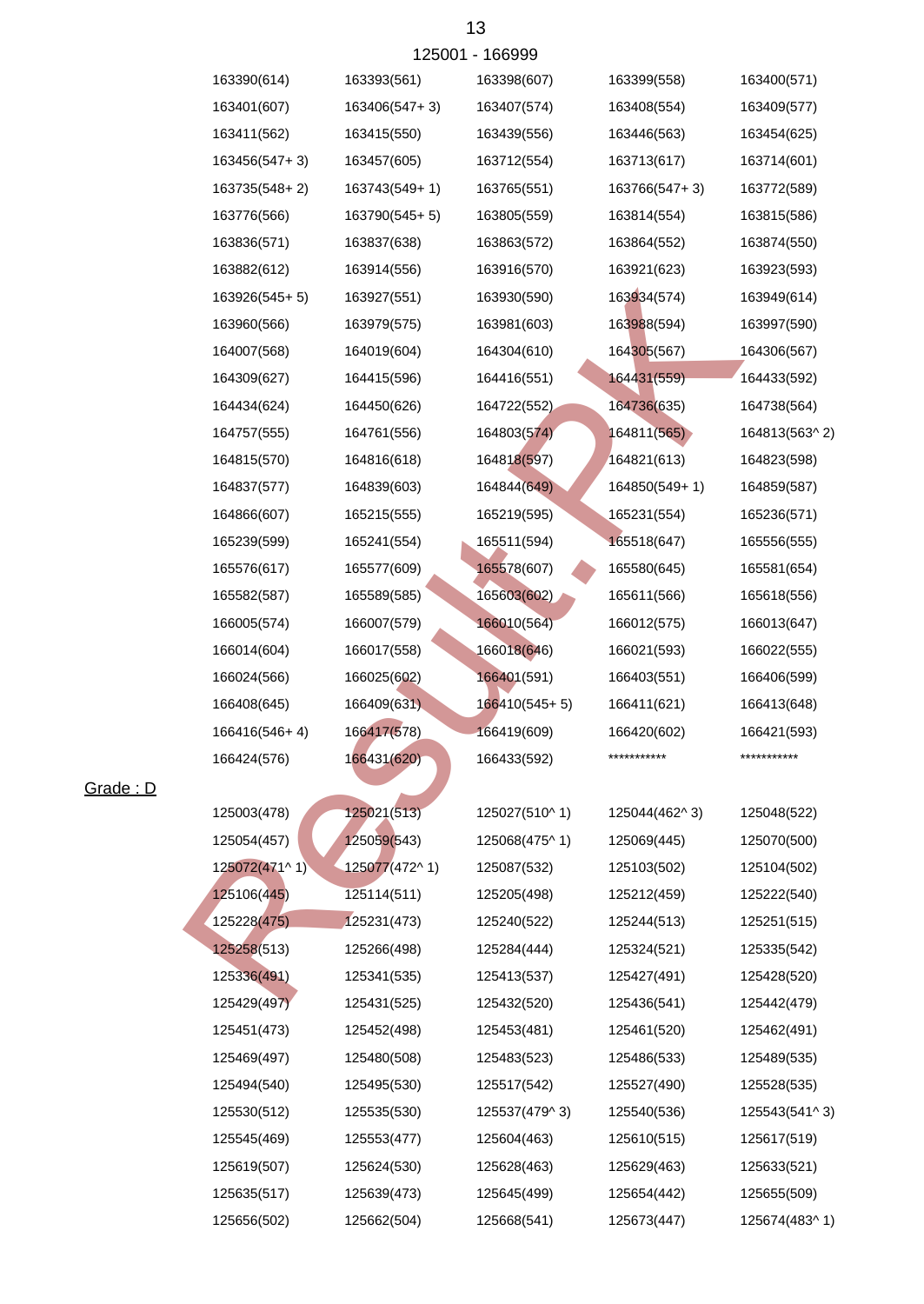125001 - 166999

| | | | | |
|---|---|---|---|---|
| 163390(614) | 163393(561) | 163398(607) | 163399(558) | 163400(571) |
| 163401(607) | 163406(547+ 3) | 163407(574) | 163408(554) | 163409(577) |
| 163411(562) | 163415(550) | 163439(556) | 163446(563) | 163454(625) |
| 163456(547+ 3) | 163457(605) | 163712(554) | 163713(617) | 163714(601) |
| 163735(548+ 2) | 163743(549+ 1) | 163765(551) | 163766(547+ 3) | 163772(589) |
| 163776(566) | 163790(545+ 5) | 163805(559) | 163814(554) | 163815(586) |
| 163836(571) | 163837(638) | 163863(572) | 163864(552) | 163874(550) |
| 163882(612) | 163914(556) | 163916(570) | 163921(623) | 163923(593) |
| 163926(545+ 5) | 163927(551) | 163930(590) | 163934(574) | 163949(614) |
| 163960(566) | 163979(575) | 163981(603) | 163988(594) | 163997(590) |
| 164007(568) | 164019(604) | 164304(610) | 164305(567) | 164306(567) |
| 164309(627) | 164415(596) | 164416(551) | 164431(559) | 164433(592) |
| 164434(624) | 164450(626) | 164722(552) | 164736(635) | 164738(564) |
| 164757(555) | 164761(556) | 164803(574) | 164811(565) | 164813(563^ 2) |
| 164815(570) | 164816(618) | 164818(597) | 164821(613) | 164823(598) |
| 164837(577) | 164839(603) | 164844(649) | 164850(549+ 1) | 164859(587) |
| 164866(607) | 165215(555) | 165219(595) | 165231(554) | 165236(571) |
| 165239(599) | 165241(554) | 165511(594) | 165518(647) | 165556(555) |
| 165576(617) | 165577(609) | 165578(607) | 165580(645) | 165581(654) |
| 165582(587) | 165589(585) | 165603(602) | 165611(566) | 165618(556) |
| 166005(574) | 166007(579) | 166010(564) | 166012(575) | 166013(647) |
| 166014(604) | 166017(558) | 166018(646) | 166021(593) | 166022(555) |
| 166024(566) | 166025(602) | 166401(591) | 166403(551) | 166406(599) |
| 166408(645) | 166409(631) | 166410(545+ 5) | 166411(621) | 166413(648) |
| 166416(546+ 4) | 166417(578) | 166419(609) | 166420(602) | 166421(593) |
| 166424(576) | 166431(620) | 166433(592) | *********** | *********** |

Grade : D

| | | | | |
|---|---|---|---|---|
| 125003(478) | 125021(513) | 125027(510^ 1) | 125044(462^ 3) | 125048(522) |
| 125054(457) | 125059(543) | 125068(475^ 1) | 125069(445) | 125070(500) |
| 125072(471^ 1) | 125077(472^ 1) | 125087(532) | 125103(502) | 125104(502) |
| 125106(445) | 125114(511) | 125205(498) | 125212(459) | 125222(540) |
| 125228(475) | 125231(473) | 125240(522) | 125244(513) | 125251(515) |
| 125258(513) | 125266(498) | 125284(444) | 125324(521) | 125335(542) |
| 125336(491) | 125341(535) | 125413(537) | 125427(491) | 125428(520) |
| 125429(497) | 125431(525) | 125432(520) | 125436(541) | 125442(479) |
| 125451(473) | 125452(498) | 125453(481) | 125461(520) | 125462(491) |
| 125469(497) | 125480(508) | 125483(523) | 125486(533) | 125489(535) |
| 125494(540) | 125495(530) | 125517(542) | 125527(490) | 125528(535) |
| 125530(512) | 125535(530) | 125537(479^ 3) | 125540(536) | 125543(541^ 3) |
| 125545(469) | 125553(477) | 125604(463) | 125610(515) | 125617(519) |
| 125619(507) | 125624(530) | 125628(463) | 125629(463) | 125633(521) |
| 125635(517) | 125639(473) | 125645(499) | 125654(442) | 125655(509) |
| 125656(502) | 125662(504) | 125668(541) | 125673(447) | 125674(483^ 1) |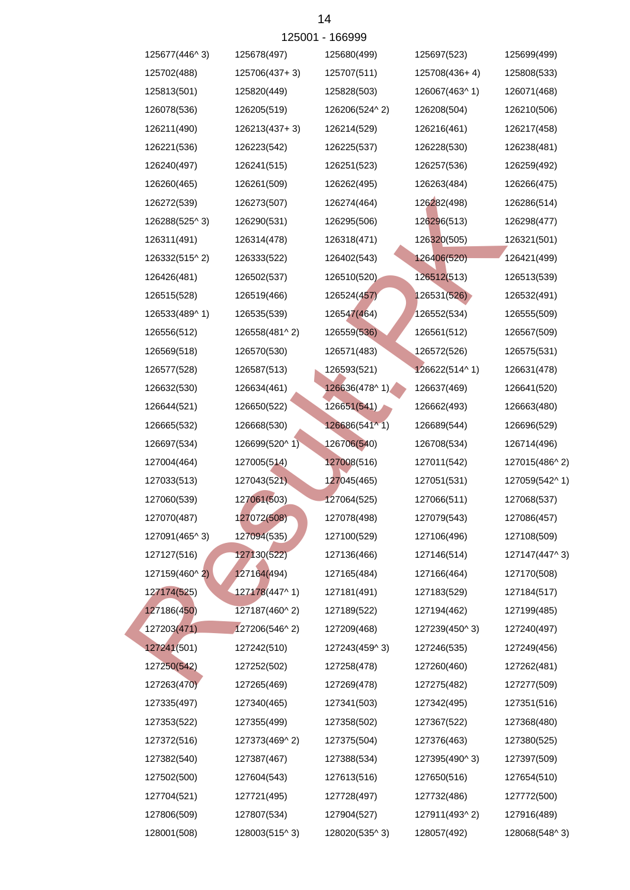125001 - 166999

| | | | | |
|---|---|---|---|---|
| 125677(446^ 3) | 125678(497) | 125680(499) | 125697(523) | 125699(499) |
| 125702(488) | 125706(437+ 3) | 125707(511) | 125708(436+ 4) | 125808(533) |
| 125813(501) | 125820(449) | 125828(503) | 126067(463^ 1) | 126071(468) |
| 126078(536) | 126205(519) | 126206(524^ 2) | 126208(504) | 126210(506) |
| 126211(490) | 126213(437+ 3) | 126214(529) | 126216(461) | 126217(458) |
| 126221(536) | 126223(542) | 126225(537) | 126228(530) | 126238(481) |
| 126240(497) | 126241(515) | 126251(523) | 126257(536) | 126259(492) |
| 126260(465) | 126261(509) | 126262(495) | 126263(484) | 126266(475) |
| 126272(539) | 126273(507) | 126274(464) | 126282(498) | 126286(514) |
| 126288(525^ 3) | 126290(531) | 126295(506) | 126296(513) | 126298(477) |
| 126311(491) | 126314(478) | 126318(471) | 126320(505) | 126321(501) |
| 126332(515^ 2) | 126333(522) | 126402(543) | 126406(520) | 126421(499) |
| 126426(481) | 126502(537) | 126510(520) | 126512(513) | 126513(539) |
| 126515(528) | 126519(466) | 126524(457) | 126531(526) | 126532(491) |
| 126533(489^ 1) | 126535(539) | 126547(464) | 126552(534) | 126555(509) |
| 126556(512) | 126558(481^ 2) | 126559(536) | 126561(512) | 126567(509) |
| 126569(518) | 126570(530) | 126571(483) | 126572(526) | 126575(531) |
| 126577(528) | 126587(513) | 126593(521) | 126622(514^ 1) | 126631(478) |
| 126632(530) | 126634(461) | 126636(478^ 1) | 126637(469) | 126641(520) |
| 126644(521) | 126650(522) | 126651(541) | 126662(493) | 126663(480) |
| 126665(532) | 126668(530) | 126686(541^ 1) | 126689(544) | 126696(529) |
| 126697(534) | 126699(520^ 1) | 126706(540) | 126708(534) | 126714(496) |
| 127004(464) | 127005(514) | 127008(516) | 127011(542) | 127015(486^ 2) |
| 127033(513) | 127043(521) | 127045(465) | 127051(531) | 127059(542^ 1) |
| 127060(539) | 127061(503) | 127064(525) | 127066(511) | 127068(537) |
| 127070(487) | 127072(508) | 127078(498) | 127079(543) | 127086(457) |
| 127091(465^ 3) | 127094(535) | 127100(529) | 127106(496) | 127108(509) |
| 127127(516) | 127130(522) | 127136(466) | 127146(514) | 127147(447^ 3) |
| 127159(460^ 2) | 127164(494) | 127165(484) | 127166(464) | 127170(508) |
| 127174(525) | 127178(447^ 1) | 127181(491) | 127183(529) | 127184(517) |
| 127186(450) | 127187(460^ 2) | 127189(522) | 127194(462) | 127199(485) |
| 127203(471) | 127206(546^ 2) | 127209(468) | 127239(450^ 3) | 127240(497) |
| 127241(501) | 127242(510) | 127243(459^ 3) | 127246(535) | 127249(456) |
| 127250(542) | 127252(502) | 127258(478) | 127260(460) | 127262(481) |
| 127263(470) | 127265(469) | 127269(478) | 127275(482) | 127277(509) |
| 127335(497) | 127340(465) | 127341(503) | 127342(495) | 127351(516) |
| 127353(522) | 127355(499) | 127358(502) | 127367(522) | 127368(480) |
| 127372(516) | 127373(469^ 2) | 127375(504) | 127376(463) | 127380(525) |
| 127382(540) | 127387(467) | 127388(534) | 127395(490^ 3) | 127397(509) |
| 127502(500) | 127604(543) | 127613(516) | 127650(516) | 127654(510) |
| 127704(521) | 127721(495) | 127728(497) | 127732(486) | 127772(500) |
| 127806(509) | 127807(534) | 127904(527) | 127911(493^ 2) | 127916(489) |
| 128001(508) | 128003(515^ 3) | 128020(535^ 3) | 128057(492) | 128068(548^ 3) |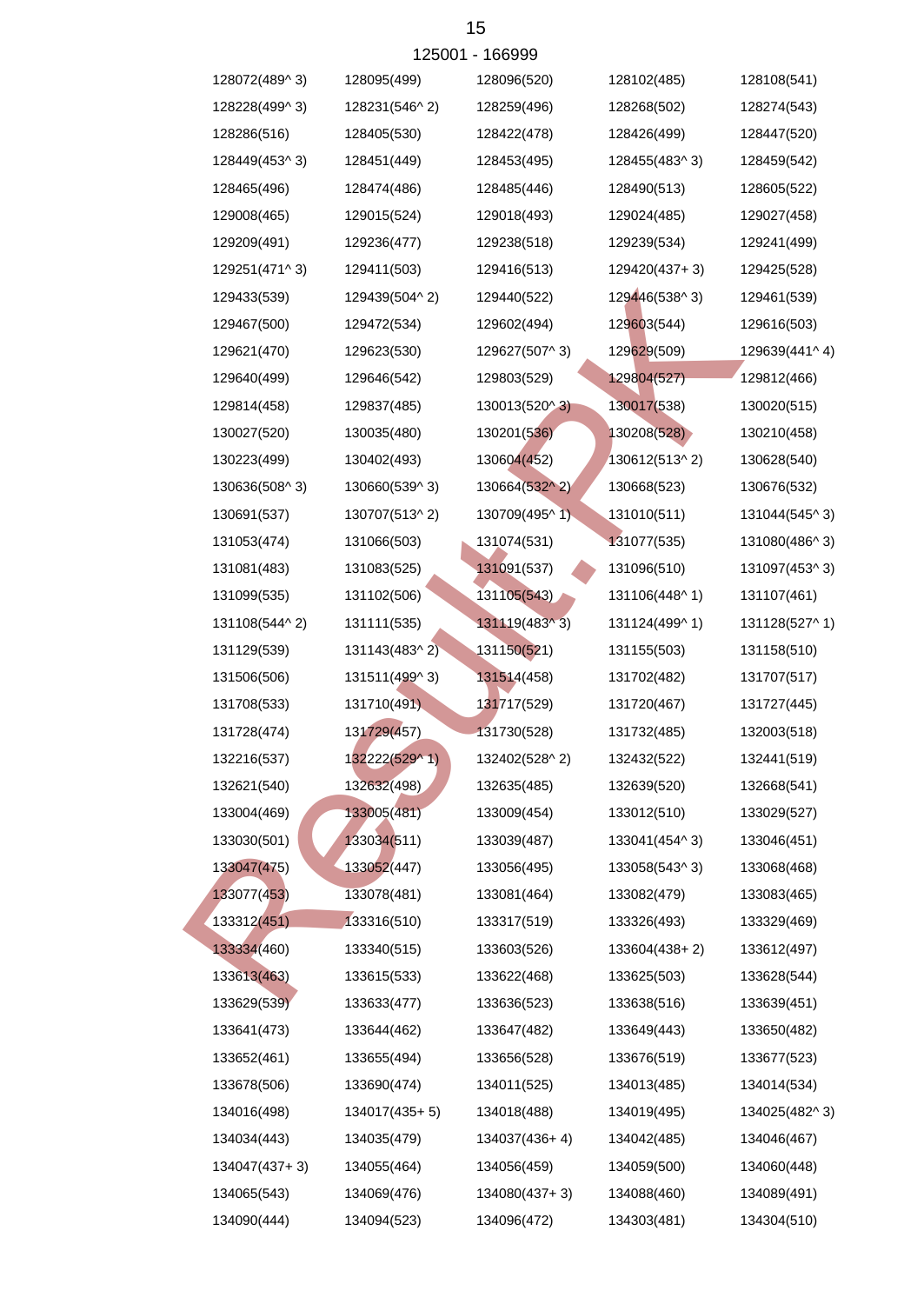125001 - 166999

| | | | | |
|---|---|---|---|---|
| 128072(489^ 3) | 128095(499) | 128096(520) | 128102(485) | 128108(541) |
| 128228(499^ 3) | 128231(546^ 2) | 128259(496) | 128268(502) | 128274(543) |
| 128286(516) | 128405(530) | 128422(478) | 128426(499) | 128447(520) |
| 128449(453^ 3) | 128451(449) | 128453(495) | 128455(483^ 3) | 128459(542) |
| 128465(496) | 128474(486) | 128485(446) | 128490(513) | 128605(522) |
| 129008(465) | 129015(524) | 129018(493) | 129024(485) | 129027(458) |
| 129209(491) | 129236(477) | 129238(518) | 129239(534) | 129241(499) |
| 129251(471^ 3) | 129411(503) | 129416(513) | 129420(437+ 3) | 129425(528) |
| 129433(539) | 129439(504^ 2) | 129440(522) | 129446(538^ 3) | 129461(539) |
| 129467(500) | 129472(534) | 129602(494) | 129603(544) | 129616(503) |
| 129621(470) | 129623(530) | 129627(507^ 3) | 129629(509) | 129639(441^ 4) |
| 129640(499) | 129646(542) | 129803(529) | 129804(527) | 129812(466) |
| 129814(458) | 129837(485) | 130013(520^ 3) | 130017(538) | 130020(515) |
| 130027(520) | 130035(480) | 130201(536) | 130208(528) | 130210(458) |
| 130223(499) | 130402(493) | 130604(452) | 130612(513^ 2) | 130628(540) |
| 130636(508^ 3) | 130660(539^ 3) | 130664(532^ 2) | 130668(523) | 130676(532) |
| 130691(537) | 130707(513^ 2) | 130709(495^ 1) | 131010(511) | 131044(545^ 3) |
| 131053(474) | 131066(503) | 131074(531) | 131077(535) | 131080(486^ 3) |
| 131081(483) | 131083(525) | 131091(537) | 131096(510) | 131097(453^ 3) |
| 131099(535) | 131102(506) | 131105(543) | 131106(448^ 1) | 131107(461) |
| 131108(544^ 2) | 131111(535) | 131119(483^ 3) | 131124(499^ 1) | 131128(527^ 1) |
| 131129(539) | 131143(483^ 2) | 131150(521) | 131155(503) | 131158(510) |
| 131506(506) | 131511(499^ 3) | 131514(458) | 131702(482) | 131707(517) |
| 131708(533) | 131710(491) | 131717(529) | 131720(467) | 131727(445) |
| 131728(474) | 131729(457) | 131730(528) | 131732(485) | 132003(518) |
| 132216(537) | 132222(529^ 1) | 132402(528^ 2) | 132432(522) | 132441(519) |
| 132621(540) | 132632(498) | 132635(485) | 132639(520) | 132668(541) |
| 133004(469) | 133005(481) | 133009(454) | 133012(510) | 133029(527) |
| 133030(501) | 133034(511) | 133039(487) | 133041(454^ 3) | 133046(451) |
| 133047(475) | 133052(447) | 133056(495) | 133058(543^ 3) | 133068(468) |
| 133077(453) | 133078(481) | 133081(464) | 133082(479) | 133083(465) |
| 133312(451) | 133316(510) | 133317(519) | 133326(493) | 133329(469) |
| 133334(460) | 133340(515) | 133603(526) | 133604(438+ 2) | 133612(497) |
| 133613(463) | 133615(533) | 133622(468) | 133625(503) | 133628(544) |
| 133629(539) | 133633(477) | 133636(523) | 133638(516) | 133639(451) |
| 133641(473) | 133644(462) | 133647(482) | 133649(443) | 133650(482) |
| 133652(461) | 133655(494) | 133656(528) | 133676(519) | 133677(523) |
| 133678(506) | 133690(474) | 134011(525) | 134013(485) | 134014(534) |
| 134016(498) | 134017(435+ 5) | 134018(488) | 134019(495) | 134025(482^ 3) |
| 134034(443) | 134035(479) | 134037(436+ 4) | 134042(485) | 134046(467) |
| 134047(437+ 3) | 134055(464) | 134056(459) | 134059(500) | 134060(448) |
| 134065(543) | 134069(476) | 134080(437+ 3) | 134088(460) | 134089(491) |
| 134090(444) | 134094(523) | 134096(472) | 134303(481) | 134304(510) |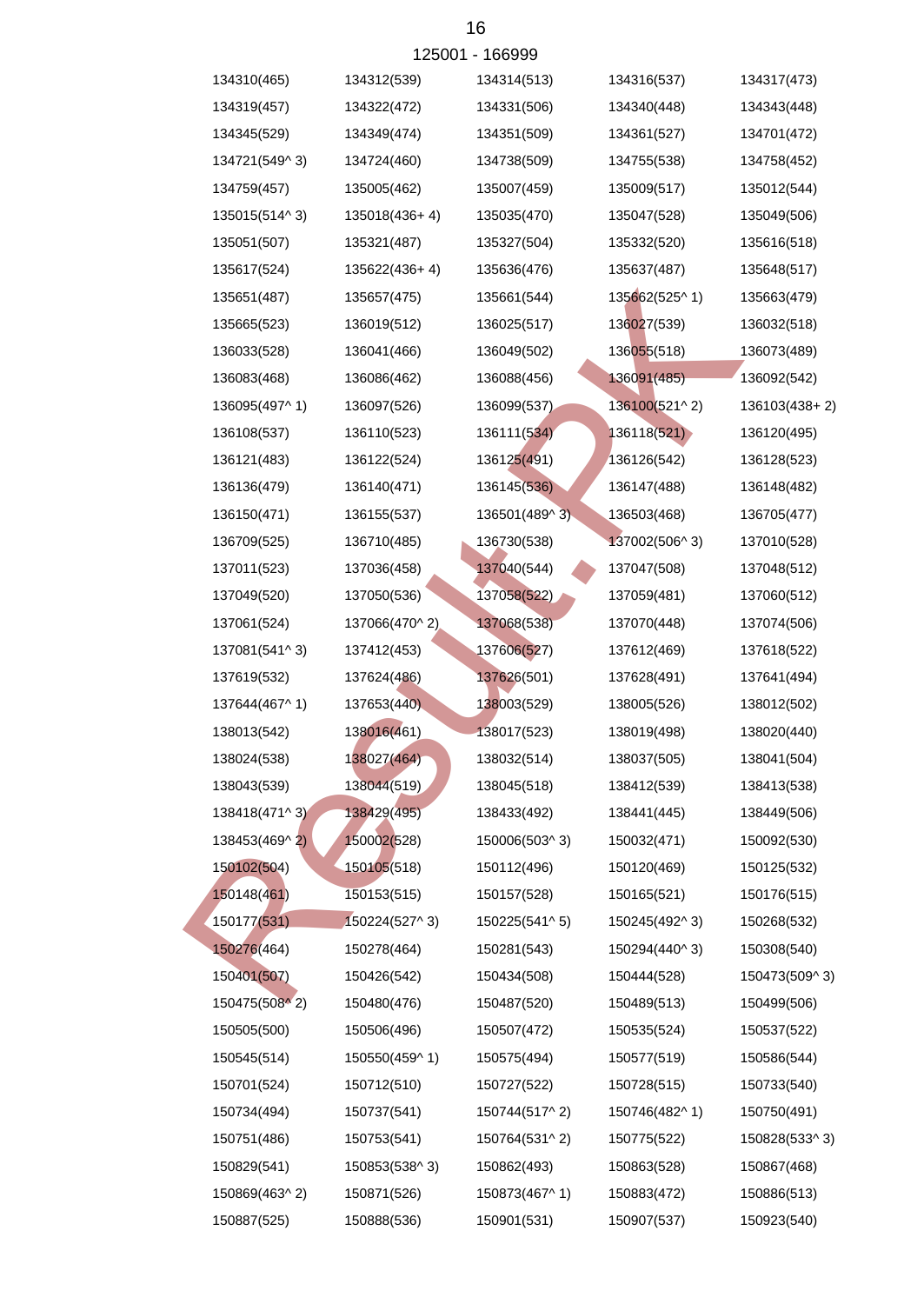125001 - 166999

| | | | | |
|---|---|---|---|---|
| 134310(465) | 134312(539) | 134314(513) | 134316(537) | 134317(473) |
| 134319(457) | 134322(472) | 134331(506) | 134340(448) | 134343(448) |
| 134345(529) | 134349(474) | 134351(509) | 134361(527) | 134701(472) |
| 134721(549^ 3) | 134724(460) | 134738(509) | 134755(538) | 134758(452) |
| 134759(457) | 135005(462) | 135007(459) | 135009(517) | 135012(544) |
| 135015(514^ 3) | 135018(436+ 4) | 135035(470) | 135047(528) | 135049(506) |
| 135051(507) | 135321(487) | 135327(504) | 135332(520) | 135616(518) |
| 135617(524) | 135622(436+ 4) | 135636(476) | 135637(487) | 135648(517) |
| 135651(487) | 135657(475) | 135661(544) | 135662(525^ 1) | 135663(479) |
| 135665(523) | 136019(512) | 136025(517) | 136027(539) | 136032(518) |
| 136033(528) | 136041(466) | 136049(502) | 136055(518) | 136073(489) |
| 136083(468) | 136086(462) | 136088(456) | 136091(485) | 136092(542) |
| 136095(497^ 1) | 136097(526) | 136099(537) | 136100(521^ 2) | 136103(438+ 2) |
| 136108(537) | 136110(523) | 136111(534) | 136118(521) | 136120(495) |
| 136121(483) | 136122(524) | 136125(491) | 136126(542) | 136128(523) |
| 136136(479) | 136140(471) | 136145(536) | 136147(488) | 136148(482) |
| 136150(471) | 136155(537) | 136501(489^ 3) | 136503(468) | 136705(477) |
| 136709(525) | 136710(485) | 136730(538) | 137002(506^ 3) | 137010(528) |
| 137011(523) | 137036(458) | 137040(544) | 137047(508) | 137048(512) |
| 137049(520) | 137050(536) | 137058(522) | 137059(481) | 137060(512) |
| 137061(524) | 137066(470^ 2) | 137068(538) | 137070(448) | 137074(506) |
| 137081(541^ 3) | 137412(453) | 137606(527) | 137612(469) | 137618(522) |
| 137619(532) | 137624(486) | 137626(501) | 137628(491) | 137641(494) |
| 137644(467^ 1) | 137653(440) | 138003(529) | 138005(526) | 138012(502) |
| 138013(542) | 138016(461) | 138017(523) | 138019(498) | 138020(440) |
| 138024(538) | 138027(464) | 138032(514) | 138037(505) | 138041(504) |
| 138043(539) | 138044(519) | 138045(518) | 138412(539) | 138413(538) |
| 138418(471^ 3) | 138429(495) | 138433(492) | 138441(445) | 138449(506) |
| 138453(469^ 2) | 150002(528) | 150006(503^ 3) | 150032(471) | 150092(530) |
| 150102(504) | 150105(518) | 150112(496) | 150120(469) | 150125(532) |
| 150148(461) | 150153(515) | 150157(528) | 150165(521) | 150176(515) |
| 150177(531) | 150224(527^ 3) | 150225(541^ 5) | 150245(492^ 3) | 150268(532) |
| 150276(464) | 150278(464) | 150281(543) | 150294(440^ 3) | 150308(540) |
| 150401(507) | 150426(542) | 150434(508) | 150444(528) | 150473(509^ 3) |
| 150475(508^ 2) | 150480(476) | 150487(520) | 150489(513) | 150499(506) |
| 150505(500) | 150506(496) | 150507(472) | 150535(524) | 150537(522) |
| 150545(514) | 150550(459^ 1) | 150575(494) | 150577(519) | 150586(544) |
| 150701(524) | 150712(510) | 150727(522) | 150728(515) | 150733(540) |
| 150734(494) | 150737(541) | 150744(517^ 2) | 150746(482^ 1) | 150750(491) |
| 150751(486) | 150753(541) | 150764(531^ 2) | 150775(522) | 150828(533^ 3) |
| 150829(541) | 150853(538^ 3) | 150862(493) | 150863(528) | 150867(468) |
| 150869(463^ 2) | 150871(526) | 150873(467^ 1) | 150883(472) | 150886(513) |
| 150887(525) | 150888(536) | 150901(531) | 150907(537) | 150923(540) |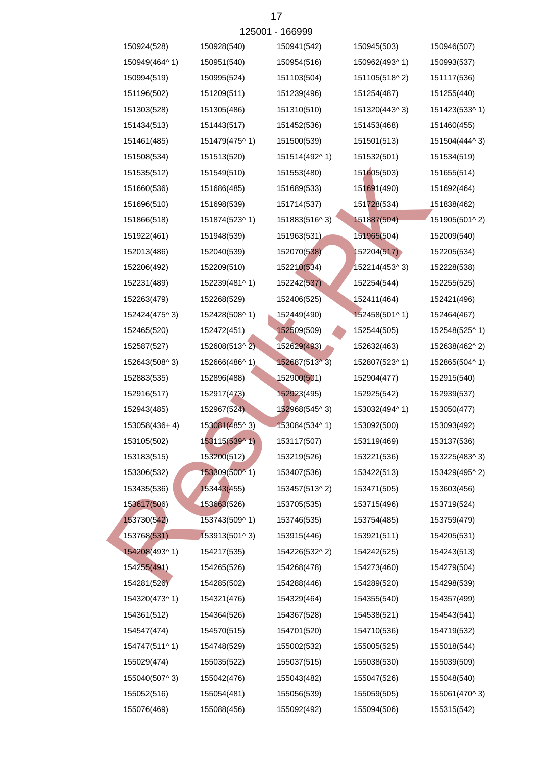125001 - 166999

| | | | | |
|---|---|---|---|---|
| 150924(528) | 150928(540) | 150941(542) | 150945(503) | 150946(507) |
| 150949(464^ 1) | 150951(540) | 150954(516) | 150962(493^ 1) | 150993(537) |
| 150994(519) | 150995(524) | 151103(504) | 151105(518^ 2) | 151117(536) |
| 151196(502) | 151209(511) | 151239(496) | 151254(487) | 151255(440) |
| 151303(528) | 151305(486) | 151310(510) | 151320(443^ 3) | 151423(533^ 1) |
| 151434(513) | 151443(517) | 151452(536) | 151453(468) | 151460(455) |
| 151461(485) | 151479(475^ 1) | 151500(539) | 151501(513) | 151504(444^ 3) |
| 151508(534) | 151513(520) | 151514(492^ 1) | 151532(501) | 151534(519) |
| 151535(512) | 151549(510) | 151553(480) | 151605(503) | 151655(514) |
| 151660(536) | 151686(485) | 151689(533) | 151691(490) | 151692(464) |
| 151696(510) | 151698(539) | 151714(537) | 151728(534) | 151838(462) |
| 151866(518) | 151874(523^ 1) | 151883(516^ 3) | 151887(504) | 151905(501^ 2) |
| 151922(461) | 151948(539) | 151963(531) | 151965(504) | 152009(540) |
| 152013(486) | 152040(539) | 152070(538) | 152204(517) | 152205(534) |
| 152206(492) | 152209(510) | 152210(534) | 152214(453^ 3) | 152228(538) |
| 152231(489) | 152239(481^ 1) | 152242(537) | 152254(544) | 152255(525) |
| 152263(479) | 152268(529) | 152406(525) | 152411(464) | 152421(496) |
| 152424(475^ 3) | 152428(508^ 1) | 152449(490) | 152458(501^ 1) | 152464(467) |
| 152465(520) | 152472(451) | 152509(509) | 152544(505) | 152548(525^ 1) |
| 152587(527) | 152608(513^ 2) | 152629(493) | 152632(463) | 152638(462^ 2) |
| 152643(508^ 3) | 152666(486^ 1) | 152687(513^ 3) | 152807(523^ 1) | 152865(504^ 1) |
| 152883(535) | 152896(488) | 152900(501) | 152904(477) | 152915(540) |
| 152916(517) | 152917(473) | 152923(495) | 152925(542) | 152939(537) |
| 152943(485) | 152967(524) | 152968(545^ 3) | 153032(494^ 1) | 153050(477) |
| 153058(436+ 4) | 153081(485^ 3) | 153084(534^ 1) | 153092(500) | 153093(492) |
| 153105(502) | 153115(539^ 1) | 153117(507) | 153119(469) | 153137(536) |
| 153183(515) | 153200(512) | 153219(526) | 153221(536) | 153225(483^ 3) |
| 153306(532) | 153309(500^ 1) | 153407(536) | 153422(513) | 153429(495^ 2) |
| 153435(536) | 153443(455) | 153457(513^ 2) | 153471(505) | 153603(456) |
| 153617(506) | 153663(526) | 153705(535) | 153715(496) | 153719(524) |
| 153730(542) | 153743(509^ 1) | 153746(535) | 153754(485) | 153759(479) |
| 153768(531) | 153913(501^ 3) | 153915(446) | 153921(511) | 154205(531) |
| 154208(493^ 1) | 154217(535) | 154226(532^ 2) | 154242(525) | 154243(513) |
| 154255(491) | 154265(526) | 154268(478) | 154273(460) | 154279(504) |
| 154281(526) | 154285(502) | 154288(446) | 154289(520) | 154298(539) |
| 154320(473^ 1) | 154321(476) | 154329(464) | 154355(540) | 154357(499) |
| 154361(512) | 154364(526) | 154367(528) | 154538(521) | 154543(541) |
| 154547(474) | 154570(515) | 154701(520) | 154710(536) | 154719(532) |
| 154747(511^ 1) | 154748(529) | 155002(532) | 155005(525) | 155018(544) |
| 155029(474) | 155035(522) | 155037(515) | 155038(530) | 155039(509) |
| 155040(507^ 3) | 155042(476) | 155043(482) | 155047(526) | 155048(540) |
| 155052(516) | 155054(481) | 155056(539) | 155059(505) | 155061(470^ 3) |
| 155076(469) | 155088(456) | 155092(492) | 155094(506) | 155315(542) |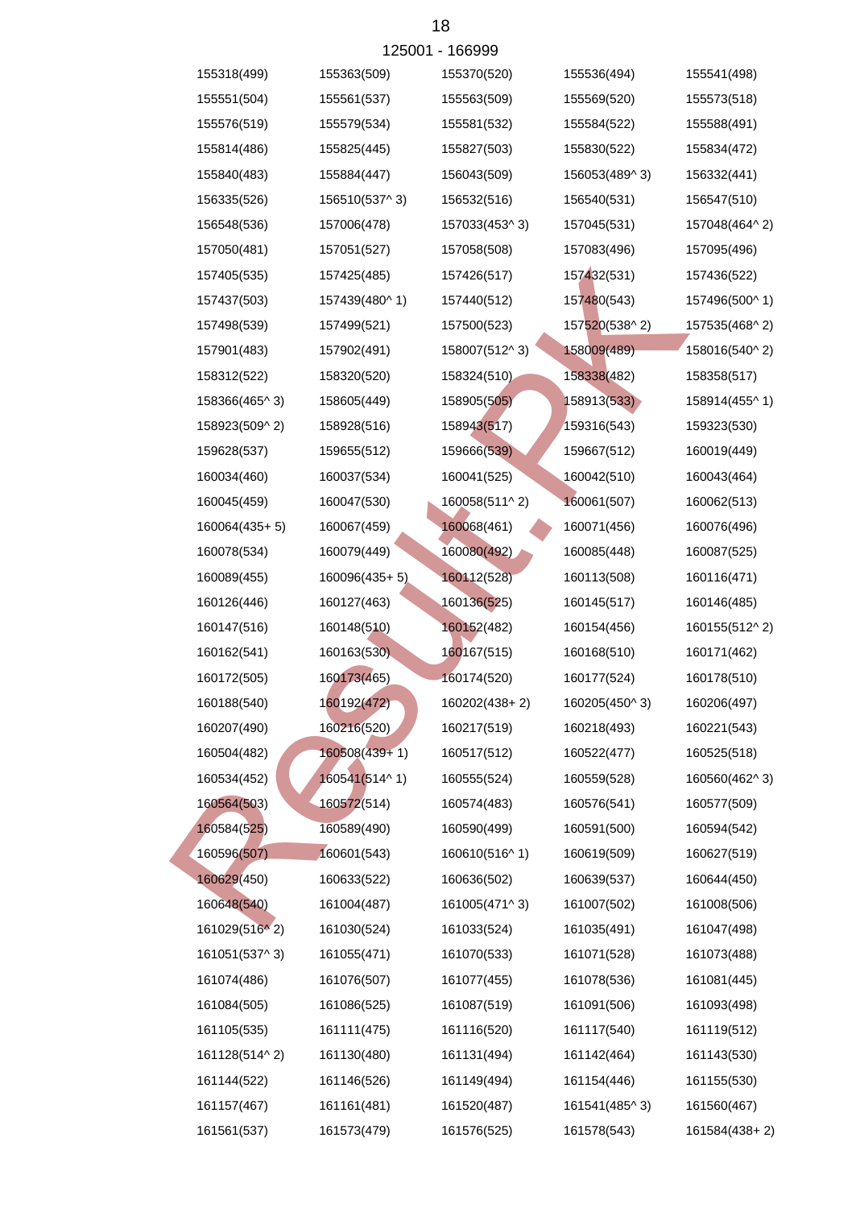125001 - 166999

| | | | | |
|---|---|---|---|---|
| 155318(499) | 155363(509) | 155370(520) | 155536(494) | 155541(498) |
| 155551(504) | 155561(537) | 155563(509) | 155569(520) | 155573(518) |
| 155576(519) | 155579(534) | 155581(532) | 155584(522) | 155588(491) |
| 155814(486) | 155825(445) | 155827(503) | 155830(522) | 155834(472) |
| 155840(483) | 155884(447) | 156043(509) | 156053(489^ 3) | 156332(441) |
| 156335(526) | 156510(537^ 3) | 156532(516) | 156540(531) | 156547(510) |
| 156548(536) | 157006(478) | 157033(453^ 3) | 157045(531) | 157048(464^ 2) |
| 157050(481) | 157051(527) | 157058(508) | 157083(496) | 157095(496) |
| 157405(535) | 157425(485) | 157426(517) | 157432(531) | 157436(522) |
| 157437(503) | 157439(480^ 1) | 157440(512) | 157480(543) | 157496(500^ 1) |
| 157498(539) | 157499(521) | 157500(523) | 157520(538^ 2) | 157535(468^ 2) |
| 157901(483) | 157902(491) | 158007(512^ 3) | 158009(489) | 158016(540^ 2) |
| 158312(522) | 158320(520) | 158324(510) | 158338(482) | 158358(517) |
| 158366(465^ 3) | 158605(449) | 158905(505) | 158913(533) | 158914(455^ 1) |
| 158923(509^ 2) | 158928(516) | 158943(517) | 159316(543) | 159323(530) |
| 159628(537) | 159655(512) | 159666(539) | 159667(512) | 160019(449) |
| 160034(460) | 160037(534) | 160041(525) | 160042(510) | 160043(464) |
| 160045(459) | 160047(530) | 160058(511^ 2) | 160061(507) | 160062(513) |
| 160064(435+ 5) | 160067(459) | 160068(461) | 160071(456) | 160076(496) |
| 160078(534) | 160079(449) | 160080(492) | 160085(448) | 160087(525) |
| 160089(455) | 160096(435+ 5) | 160112(528) | 160113(508) | 160116(471) |
| 160126(446) | 160127(463) | 160136(525) | 160145(517) | 160146(485) |
| 160147(516) | 160148(510) | 160152(482) | 160154(456) | 160155(512^ 2) |
| 160162(541) | 160163(530) | 160167(515) | 160168(510) | 160171(462) |
| 160172(505) | 160173(465) | 160174(520) | 160177(524) | 160178(510) |
| 160188(540) | 160192(472) | 160202(438+ 2) | 160205(450^ 3) | 160206(497) |
| 160207(490) | 160216(520) | 160217(519) | 160218(493) | 160221(543) |
| 160504(482) | 160508(439+ 1) | 160517(512) | 160522(477) | 160525(518) |
| 160534(452) | 160541(514^ 1) | 160555(524) | 160559(528) | 160560(462^ 3) |
| 160564(503) | 160572(514) | 160574(483) | 160576(541) | 160577(509) |
| 160584(525) | 160589(490) | 160590(499) | 160591(500) | 160594(542) |
| 160596(507) | 160601(543) | 160610(516^ 1) | 160619(509) | 160627(519) |
| 160629(450) | 160633(522) | 160636(502) | 160639(537) | 160644(450) |
| 160648(540) | 161004(487) | 161005(471^ 3) | 161007(502) | 161008(506) |
| 161029(516^ 2) | 161030(524) | 161033(524) | 161035(491) | 161047(498) |
| 161051(537^ 3) | 161055(471) | 161070(533) | 161071(528) | 161073(488) |
| 161074(486) | 161076(507) | 161077(455) | 161078(536) | 161081(445) |
| 161084(505) | 161086(525) | 161087(519) | 161091(506) | 161093(498) |
| 161105(535) | 161111(475) | 161116(520) | 161117(540) | 161119(512) |
| 161128(514^ 2) | 161130(480) | 161131(494) | 161142(464) | 161143(530) |
| 161144(522) | 161146(526) | 161149(494) | 161154(446) | 161155(530) |
| 161157(467) | 161161(481) | 161520(487) | 161541(485^ 3) | 161560(467) |
| 161561(537) | 161573(479) | 161576(525) | 161578(543) | 161584(438+ 2) |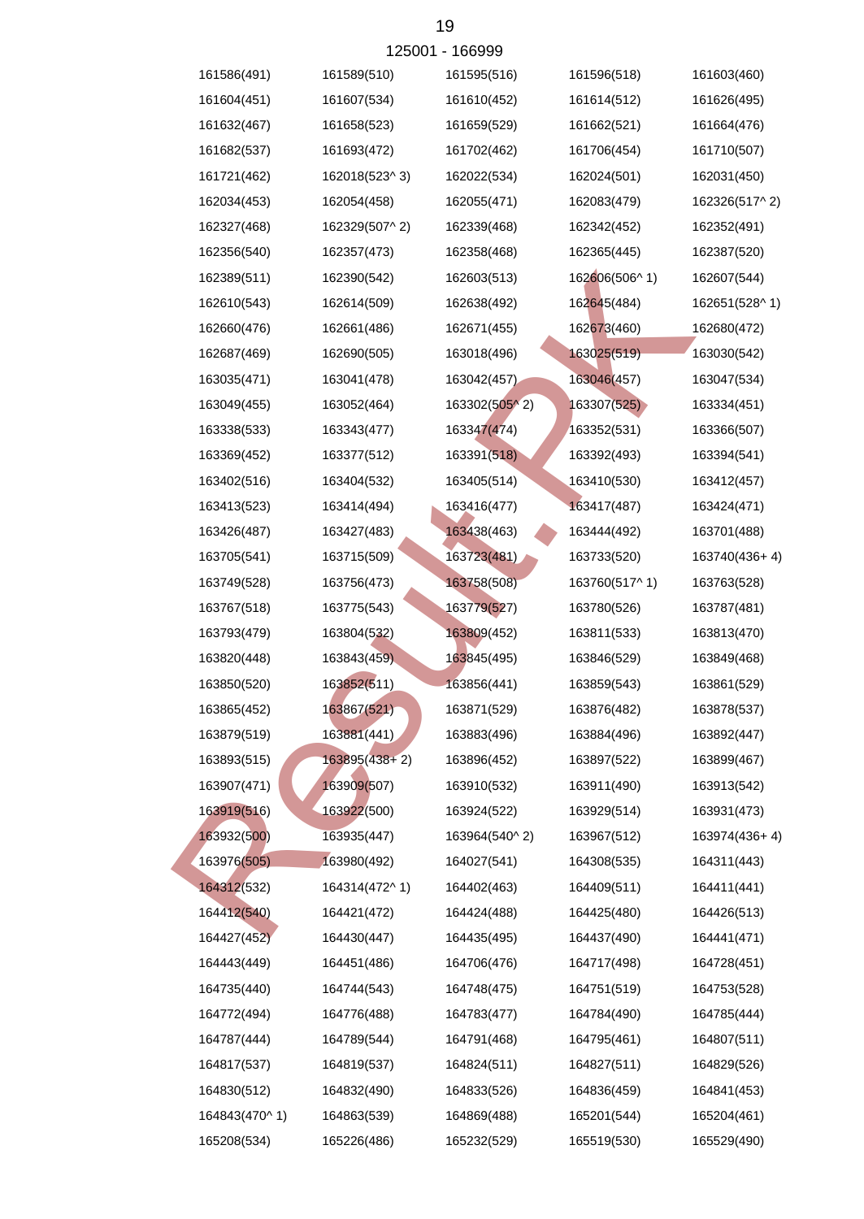125001 - 166999

| | | | | |
|---|---|---|---|---|
| 161586(491) | 161589(510) | 161595(516) | 161596(518) | 161603(460) |
| 161604(451) | 161607(534) | 161610(452) | 161614(512) | 161626(495) |
| 161632(467) | 161658(523) | 161659(529) | 161662(521) | 161664(476) |
| 161682(537) | 161693(472) | 161702(462) | 161706(454) | 161710(507) |
| 161721(462) | 162018(523^ 3) | 162022(534) | 162024(501) | 162031(450) |
| 162034(453) | 162054(458) | 162055(471) | 162083(479) | 162326(517^ 2) |
| 162327(468) | 162329(507^ 2) | 162339(468) | 162342(452) | 162352(491) |
| 162356(540) | 162357(473) | 162358(468) | 162365(445) | 162387(520) |
| 162389(511) | 162390(542) | 162603(513) | 162606(506^ 1) | 162607(544) |
| 162610(543) | 162614(509) | 162638(492) | 162645(484) | 162651(528^ 1) |
| 162660(476) | 162661(486) | 162671(455) | 162673(460) | 162680(472) |
| 162687(469) | 162690(505) | 163018(496) | 163025(519) | 163030(542) |
| 163035(471) | 163041(478) | 163042(457) | 163046(457) | 163047(534) |
| 163049(455) | 163052(464) | 163302(505^ 2) | 163307(525) | 163334(451) |
| 163338(533) | 163343(477) | 163347(474) | 163352(531) | 163366(507) |
| 163369(452) | 163377(512) | 163391(518) | 163392(493) | 163394(541) |
| 163402(516) | 163404(532) | 163405(514) | 163410(530) | 163412(457) |
| 163413(523) | 163414(494) | 163416(477) | 163417(487) | 163424(471) |
| 163426(487) | 163427(483) | 163438(463) | 163444(492) | 163701(488) |
| 163705(541) | 163715(509) | 163723(481) | 163733(520) | 163740(436+ 4) |
| 163749(528) | 163756(473) | 163758(508) | 163760(517^ 1) | 163763(528) |
| 163767(518) | 163775(543) | 163779(527) | 163780(526) | 163787(481) |
| 163793(479) | 163804(532) | 163809(452) | 163811(533) | 163813(470) |
| 163820(448) | 163843(459) | 163845(495) | 163846(529) | 163849(468) |
| 163850(520) | 163852(511) | 163856(441) | 163859(543) | 163861(529) |
| 163865(452) | 163867(521) | 163871(529) | 163876(482) | 163878(537) |
| 163879(519) | 163881(441) | 163883(496) | 163884(496) | 163892(447) |
| 163893(515) | 163895(438+ 2) | 163896(452) | 163897(522) | 163899(467) |
| 163907(471) | 163909(507) | 163910(532) | 163911(490) | 163913(542) |
| 163919(516) | 163922(500) | 163924(522) | 163929(514) | 163931(473) |
| 163932(500) | 163935(447) | 163964(540^ 2) | 163967(512) | 163974(436+ 4) |
| 163976(505) | 163980(492) | 164027(541) | 164308(535) | 164311(443) |
| 164312(532) | 164314(472^ 1) | 164402(463) | 164409(511) | 164411(441) |
| 164412(540) | 164421(472) | 164424(488) | 164425(480) | 164426(513) |
| 164427(452) | 164430(447) | 164435(495) | 164437(490) | 164441(471) |
| 164443(449) | 164451(486) | 164706(476) | 164717(498) | 164728(451) |
| 164735(440) | 164744(543) | 164748(475) | 164751(519) | 164753(528) |
| 164772(494) | 164776(488) | 164783(477) | 164784(490) | 164785(444) |
| 164787(444) | 164789(544) | 164791(468) | 164795(461) | 164807(511) |
| 164817(537) | 164819(537) | 164824(511) | 164827(511) | 164829(526) |
| 164830(512) | 164832(490) | 164833(526) | 164836(459) | 164841(453) |
| 164843(470^ 1) | 164863(539) | 164869(488) | 165201(544) | 165204(461) |
| 165208(534) | 165226(486) | 165232(529) | 165519(530) | 165529(490) |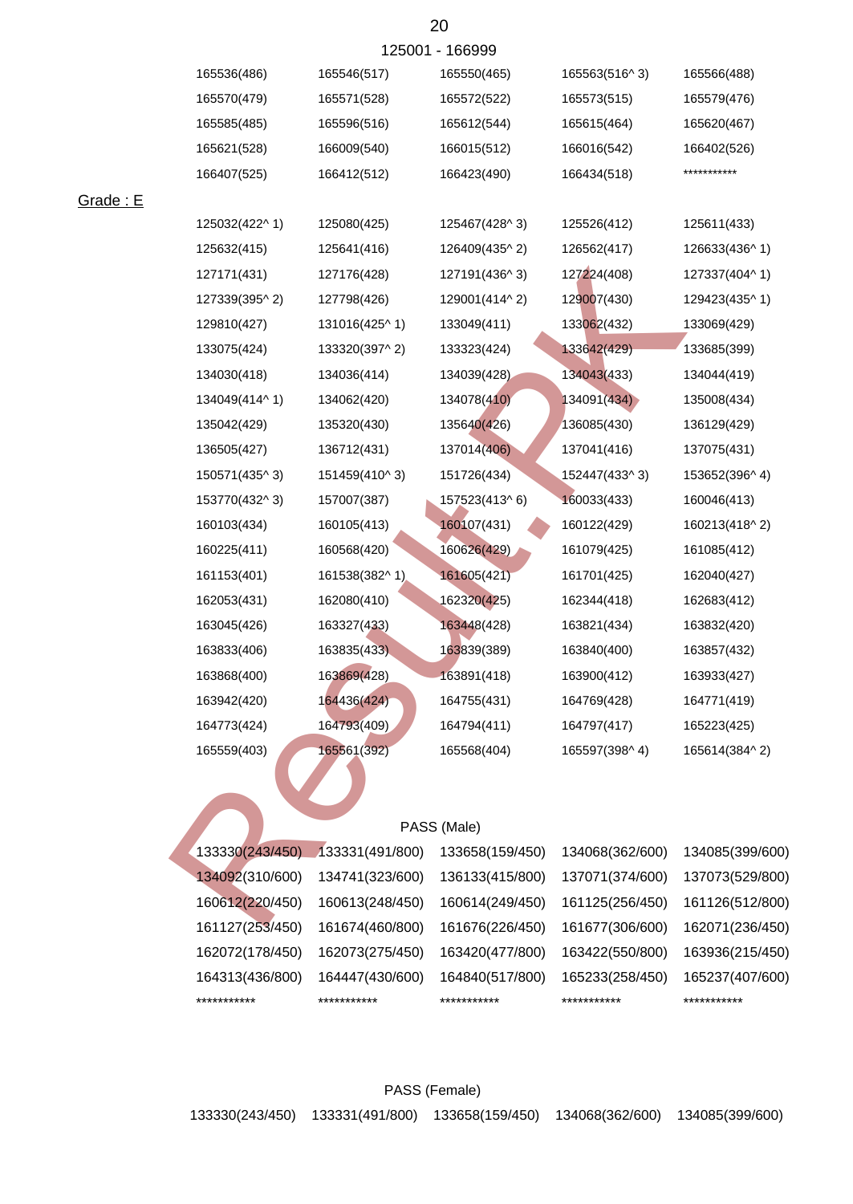125001 - 166999

| | | | | |
|---|---|---|---|---|
| 165536(486) | 165546(517) | 165550(465) | 165563(516^ 3) | 165566(488) |
| 165570(479) | 165571(528) | 165572(522) | 165573(515) | 165579(476) |
| 165585(485) | 165596(516) | 165612(544) | 165615(464) | 165620(467) |
| 165621(528) | 166009(540) | 166015(512) | 166016(542) | 166402(526) |
| 166407(525) | 166412(512) | 166423(490) | 166434(518) | *********** |

Grade : E

| | | | | |
|---|---|---|---|---|
| 125032(422^ 1) | 125080(425) | 125467(428^ 3) | 125526(412) | 125611(433) |
| 125632(415) | 125641(416) | 126409(435^ 2) | 126562(417) | 126633(436^ 1) |
| 127171(431) | 127176(428) | 127191(436^ 3) | 127224(408) | 127337(404^ 1) |
| 127339(395^ 2) | 127798(426) | 129001(414^ 2) | 129007(430) | 129423(435^ 1) |
| 129810(427) | 131016(425^ 1) | 133049(411) | 133062(432) | 133069(429) |
| 133075(424) | 133320(397^ 2) | 133323(424) | 133642(429) | 133685(399) |
| 134030(418) | 134036(414) | 134039(428) | 134043(433) | 134044(419) |
| 134049(414^ 1) | 134062(420) | 134078(410) | 134091(434) | 135008(434) |
| 135042(429) | 135320(430) | 135640(426) | 136085(430) | 136129(429) |
| 136505(427) | 136712(431) | 137014(406) | 137041(416) | 137075(431) |
| 150571(435^ 3) | 151459(410^ 3) | 151726(434) | 152447(433^ 3) | 153652(396^ 4) |
| 153770(432^ 3) | 157007(387) | 157523(413^ 6) | 160033(433) | 160046(413) |
| 160103(434) | 160105(413) | 160107(431) | 160122(429) | 160213(418^ 2) |
| 160225(411) | 160568(420) | 160626(429) | 161079(425) | 161085(412) |
| 161153(401) | 161538(382^ 1) | 161605(421) | 161701(425) | 162040(427) |
| 162053(431) | 162080(410) | 162320(425) | 162344(418) | 162683(412) |
| 163045(426) | 163327(433) | 163448(428) | 163821(434) | 163832(420) |
| 163833(406) | 163835(433) | 163839(389) | 163840(400) | 163857(432) |
| 163868(400) | 163869(428) | 163891(418) | 163900(412) | 163933(427) |
| 163942(420) | 164436(424) | 164755(431) | 164769(428) | 164771(419) |
| 164773(424) | 164793(409) | 164794(411) | 164797(417) | 165223(425) |
| 165559(403) | 165561(392) | 165568(404) | 165597(398^ 4) | 165614(384^ 2) |

PASS (Male)

| | | | | |
|---|---|---|---|---|
| 133330(243/450) | 133331(491/800) | 133658(159/450) | 134068(362/600) | 134085(399/600) |
| 134092(310/600) | 134741(323/600) | 136133(415/800) | 137071(374/600) | 137073(529/800) |
| 160612(220/450) | 160613(248/450) | 160614(249/450) | 161125(256/450) | 161126(512/800) |
| 161127(253/450) | 161674(460/800) | 161676(226/450) | 161677(306/600) | 162071(236/450) |
| 162072(178/450) | 162073(275/450) | 163420(477/800) | 163422(550/800) | 163936(215/450) |
| 164313(436/800) | 164447(430/600) | 164840(517/800) | 165233(258/450) | 165237(407/600) |
| *********** | *********** | *********** | *********** | *********** |

PASS (Female)

| | | | | |
|---|---|---|---|---|
| 133330(243/450) | 133331(491/800) | 133658(159/450) | 134068(362/600) | 134085(399/600) |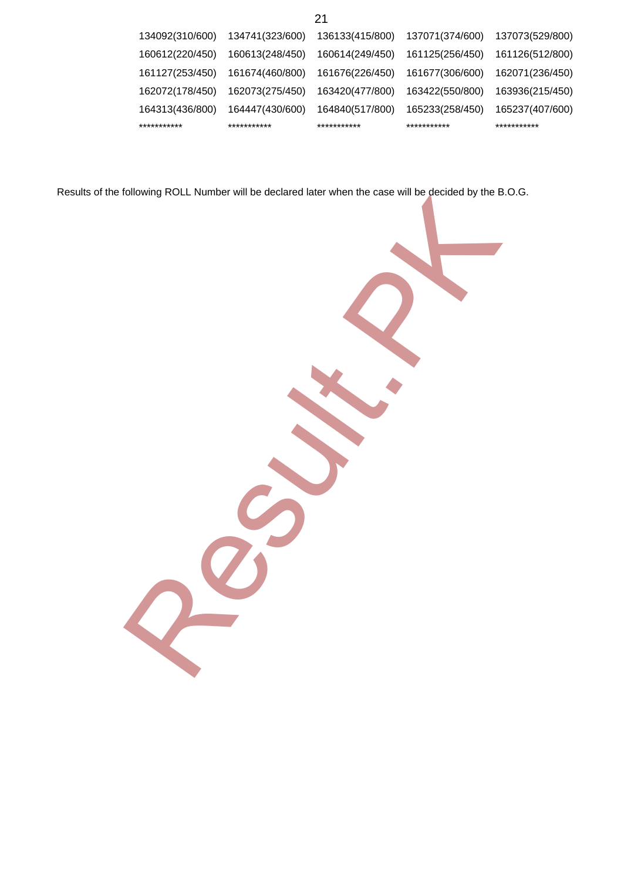| | | | | |
|---|---|---|---|---|
| 134092(310/600) | 134741(323/600) | 136133(415/800) | 137071(374/600) | 137073(529/800) |
| 160612(220/450) | 160613(248/450) | 160614(249/450) | 161125(256/450) | 161126(512/800) |
| 161127(253/450) | 161674(460/800) | 161676(226/450) | 161677(306/600) | 162071(236/450) |
| 162072(178/450) | 162073(275/450) | 163420(477/800) | 163422(550/800) | 163936(215/450) |
| 164313(436/800) | 164447(430/600) | 164840(517/800) | 165233(258/450) | 165237(407/600) |
| *********** | *********** | *********** | *********** | *********** |

Results of the following ROLL Number will be declared later when the case will be decided by the B.O.G.